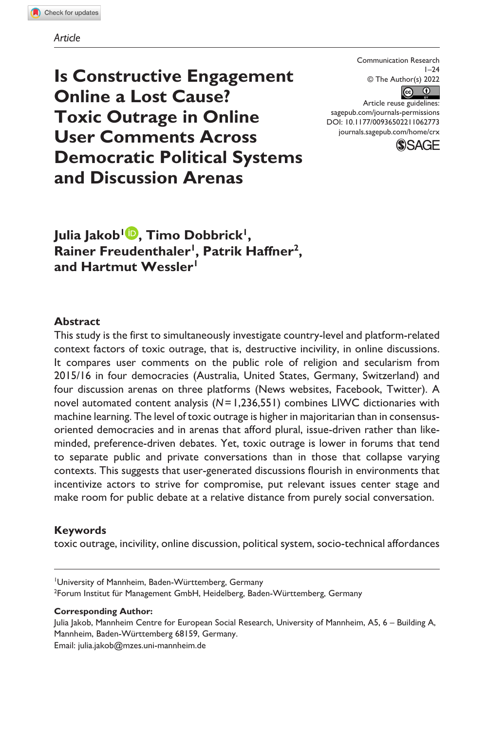*Article*

# Is Constructive Engagement Online a Lost Cause? Toxic Outrage in Online User Comments Across Democratic Political Systems and Discussion Arenas

Communication Research
© The Author(s) 2022
Article reuse guidelines: sagepub.com/journals-permissions
DOI: 10.1177/00936502211062773
journals.sagepub.com/home/crx

**Julia Jakob[1], Timo Dobbrick[1], Rainer Freudenthaler[1], Patrik Haffner[2], and Hartmut Wessler[1]**

## Abstract

This study is the first to simultaneously investigate country-level and platform-related context factors of toxic outrage, that is, destructive incivility, in online discussions. It compares user comments on the public role of religion and secularism from 2015/16 in four democracies (Australia, United States, Germany, Switzerland) and four discussion arenas on three platforms (News websites, Facebook, Twitter). A novel automated content analysis ($N$ = 1,236,551) combines LIWC dictionaries with machine learning. The level of toxic outrage is higher in majoritarian than in consensus-oriented democracies and in arenas that afford plural, issue-driven rather than like-minded, preference-driven debates. Yet, toxic outrage is lower in forums that tend to separate public and private conversations than in those that collapse varying contexts. This suggests that user-generated discussions flourish in environments that incentivize actors to strive for compromise, put relevant issues center stage and make room for public debate at a relative distance from purely social conversation.

## Keywords

toxic outrage, incivility, online discussion, political system, socio-technical affordances

[1]University of Mannheim, Baden-Württemberg, Germany
[2]Forum Institut für Management GmbH, Heidelberg, Baden-Württemberg, Germany

**Corresponding Author:**
Julia Jakob, Mannheim Centre for European Social Research, University of Mannheim, A5, 6 – Building A, Mannheim, Baden-Württemberg 68159, Germany.
Email: julia.jakob@mzes.uni-mannheim.de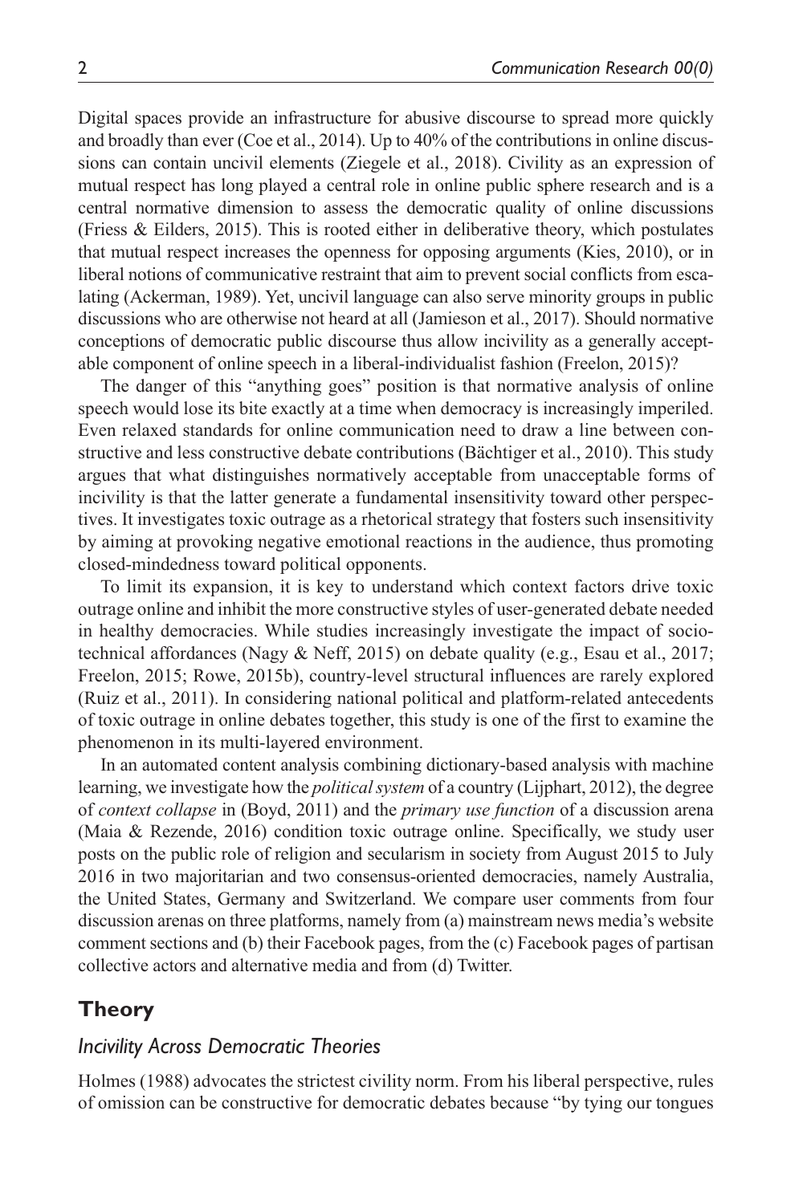Digital spaces provide an infrastructure for abusive discourse to spread more quickly and broadly than ever (Coe et al., 2014). Up to 40% of the contributions in online discussions can contain uncivil elements (Ziegele et al., 2018). Civility as an expression of mutual respect has long played a central role in online public sphere research and is a central normative dimension to assess the democratic quality of online discussions (Friess & Eilders, 2015). This is rooted either in deliberative theory, which postulates that mutual respect increases the openness for opposing arguments (Kies, 2010), or in liberal notions of communicative restraint that aim to prevent social conflicts from escalating (Ackerman, 1989). Yet, uncivil language can also serve minority groups in public discussions who are otherwise not heard at all (Jamieson et al., 2017). Should normative conceptions of democratic public discourse thus allow incivility as a generally acceptable component of online speech in a liberal-individualist fashion (Freelon, 2015)?

The danger of this "anything goes" position is that normative analysis of online speech would lose its bite exactly at a time when democracy is increasingly imperiled. Even relaxed standards for online communication need to draw a line between constructive and less constructive debate contributions (Bächtiger et al., 2010). This study argues that what distinguishes normatively acceptable from unacceptable forms of incivility is that the latter generate a fundamental insensitivity toward other perspectives. It investigates toxic outrage as a rhetorical strategy that fosters such insensitivity by aiming at provoking negative emotional reactions in the audience, thus promoting closed-mindedness toward political opponents.

To limit its expansion, it is key to understand which context factors drive toxic outrage online and inhibit the more constructive styles of user-generated debate needed in healthy democracies. While studies increasingly investigate the impact of sociotechnical affordances (Nagy & Neff, 2015) on debate quality (e.g., Esau et al., 2017; Freelon, 2015; Rowe, 2015b), country-level structural influences are rarely explored (Ruiz et al., 2011). In considering national political and platform-related antecedents of toxic outrage in online debates together, this study is one of the first to examine the phenomenon in its multi-layered environment.

In an automated content analysis combining dictionary-based analysis with machine learning, we investigate how the *political system* of a country (Lijphart, 2012), the degree of *context collapse* in (Boyd, 2011) and the *primary use function* of a discussion arena (Maia & Rezende, 2016) condition toxic outrage online. Specifically, we study user posts on the public role of religion and secularism in society from August 2015 to July 2016 in two majoritarian and two consensus-oriented democracies, namely Australia, the United States, Germany and Switzerland. We compare user comments from four discussion arenas on three platforms, namely from (a) mainstream news media's website comment sections and (b) their Facebook pages, from the (c) Facebook pages of partisan collective actors and alternative media and from (d) Twitter.

## Theory

### *Incivility Across Democratic Theories*

Holmes (1988) advocates the strictest civility norm. From his liberal perspective, rules of omission can be constructive for democratic debates because "by tying our tongues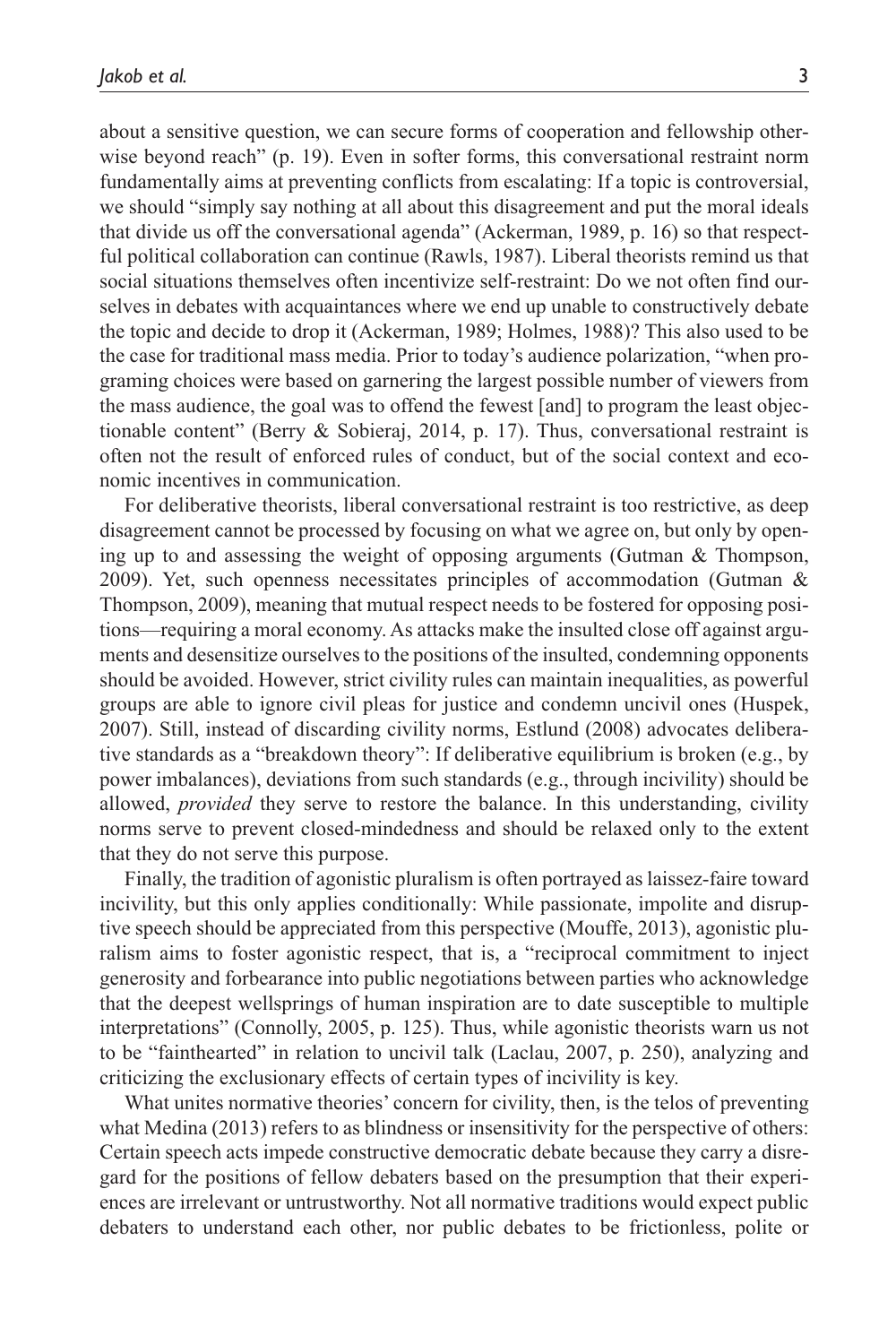about a sensitive question, we can secure forms of cooperation and fellowship otherwise beyond reach" (p. 19). Even in softer forms, this conversational restraint norm fundamentally aims at preventing conflicts from escalating: If a topic is controversial, we should "simply say nothing at all about this disagreement and put the moral ideals that divide us off the conversational agenda" (Ackerman, 1989, p. 16) so that respectful political collaboration can continue (Rawls, 1987). Liberal theorists remind us that social situations themselves often incentivize self-restraint: Do we not often find ourselves in debates with acquaintances where we end up unable to constructively debate the topic and decide to drop it (Ackerman, 1989; Holmes, 1988)? This also used to be the case for traditional mass media. Prior to today's audience polarization, "when programing choices were based on garnering the largest possible number of viewers from the mass audience, the goal was to offend the fewest [and] to program the least objectionable content" (Berry & Sobieraj, 2014, p. 17). Thus, conversational restraint is often not the result of enforced rules of conduct, but of the social context and economic incentives in communication.

For deliberative theorists, liberal conversational restraint is too restrictive, as deep disagreement cannot be processed by focusing on what we agree on, but only by opening up to and assessing the weight of opposing arguments (Gutman & Thompson, 2009). Yet, such openness necessitates principles of accommodation (Gutman & Thompson, 2009), meaning that mutual respect needs to be fostered for opposing positions—requiring a moral economy. As attacks make the insulted close off against arguments and desensitize ourselves to the positions of the insulted, condemning opponents should be avoided. However, strict civility rules can maintain inequalities, as powerful groups are able to ignore civil pleas for justice and condemn uncivil ones (Huspek, 2007). Still, instead of discarding civility norms, Estlund (2008) advocates deliberative standards as a "breakdown theory": If deliberative equilibrium is broken (e.g., by power imbalances), deviations from such standards (e.g., through incivility) should be allowed, *provided* they serve to restore the balance. In this understanding, civility norms serve to prevent closed-mindedness and should be relaxed only to the extent that they do not serve this purpose.

Finally, the tradition of agonistic pluralism is often portrayed as laissez-faire toward incivility, but this only applies conditionally: While passionate, impolite and disruptive speech should be appreciated from this perspective (Mouffe, 2013), agonistic pluralism aims to foster agonistic respect, that is, a "reciprocal commitment to inject generosity and forbearance into public negotiations between parties who acknowledge that the deepest wellsprings of human inspiration are to date susceptible to multiple interpretations" (Connolly, 2005, p. 125). Thus, while agonistic theorists warn us not to be "fainthearted" in relation to uncivil talk (Laclau, 2007, p. 250), analyzing and criticizing the exclusionary effects of certain types of incivility is key.

What unites normative theories' concern for civility, then, is the telos of preventing what Medina (2013) refers to as blindness or insensitivity for the perspective of others: Certain speech acts impede constructive democratic debate because they carry a disregard for the positions of fellow debaters based on the presumption that their experiences are irrelevant or untrustworthy. Not all normative traditions would expect public debaters to understand each other, nor public debates to be frictionless, polite or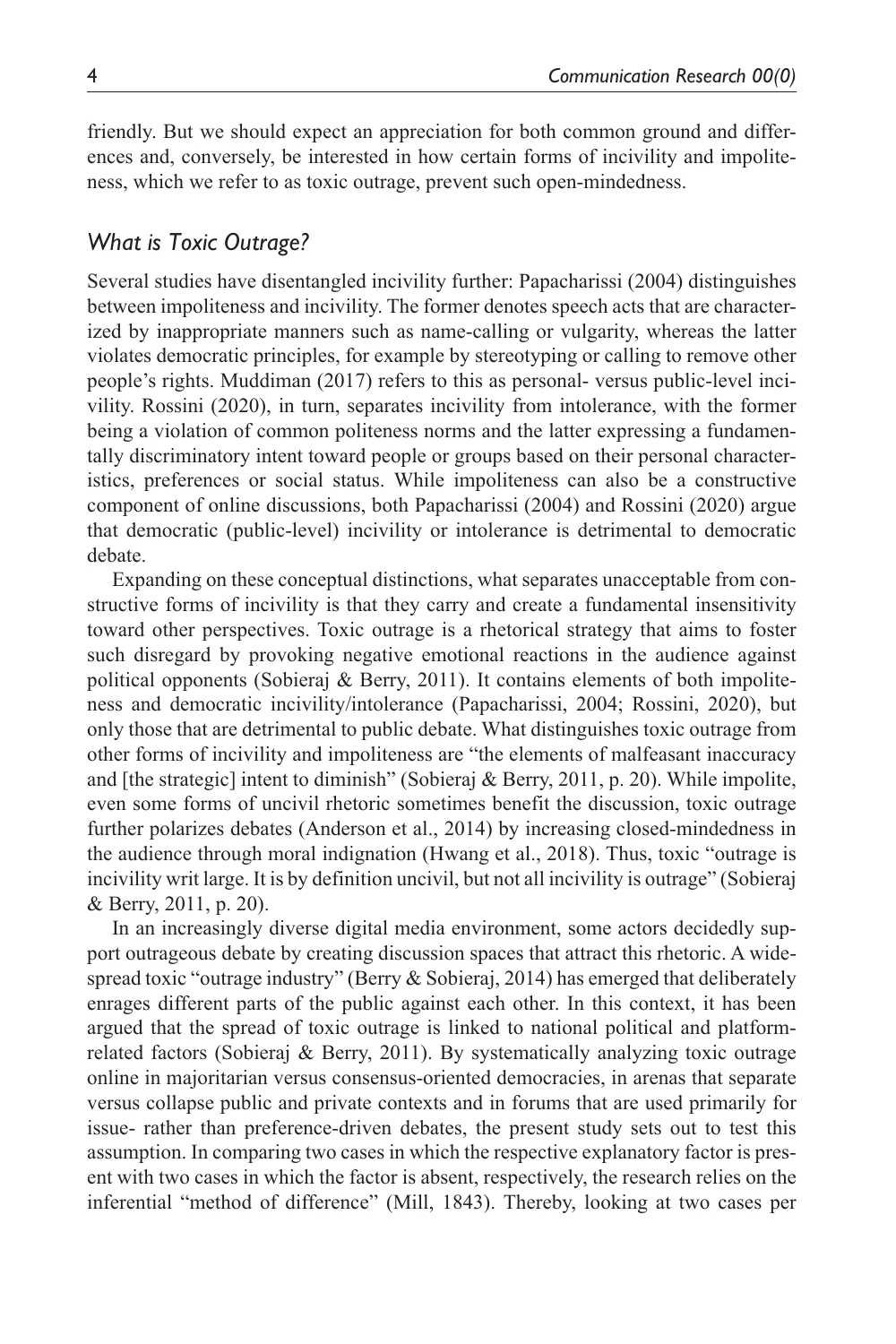friendly. But we should expect an appreciation for both common ground and differences and, conversely, be interested in how certain forms of incivility and impoliteness, which we refer to as toxic outrage, prevent such open-mindedness.

### *What is Toxic Outrage?*

Several studies have disentangled incivility further: Papacharissi (2004) distinguishes between impoliteness and incivility. The former denotes speech acts that are characterized by inappropriate manners such as name-calling or vulgarity, whereas the latter violates democratic principles, for example by stereotyping or calling to remove other people's rights. Muddiman (2017) refers to this as personal- versus public-level incivility. Rossini (2020), in turn, separates incivility from intolerance, with the former being a violation of common politeness norms and the latter expressing a fundamentally discriminatory intent toward people or groups based on their personal characteristics, preferences or social status. While impoliteness can also be a constructive component of online discussions, both Papacharissi (2004) and Rossini (2020) argue that democratic (public-level) incivility or intolerance is detrimental to democratic debate.

Expanding on these conceptual distinctions, what separates unacceptable from constructive forms of incivility is that they carry and create a fundamental insensitivity toward other perspectives. Toxic outrage is a rhetorical strategy that aims to foster such disregard by provoking negative emotional reactions in the audience against political opponents (Sobieraj & Berry, 2011). It contains elements of both impoliteness and democratic incivility/intolerance (Papacharissi, 2004; Rossini, 2020), but only those that are detrimental to public debate. What distinguishes toxic outrage from other forms of incivility and impoliteness are "the elements of malfeasant inaccuracy and [the strategic] intent to diminish" (Sobieraj & Berry, 2011, p. 20). While impolite, even some forms of uncivil rhetoric sometimes benefit the discussion, toxic outrage further polarizes debates (Anderson et al., 2014) by increasing closed-mindedness in the audience through moral indignation (Hwang et al., 2018). Thus, toxic "outrage is incivility writ large. It is by definition uncivil, but not all incivility is outrage" (Sobieraj & Berry, 2011, p. 20).

In an increasingly diverse digital media environment, some actors decidedly support outrageous debate by creating discussion spaces that attract this rhetoric. A widespread toxic "outrage industry" (Berry & Sobieraj, 2014) has emerged that deliberately enrages different parts of the public against each other. In this context, it has been argued that the spread of toxic outrage is linked to national political and platform-related factors (Sobieraj & Berry, 2011). By systematically analyzing toxic outrage online in majoritarian versus consensus-oriented democracies, in arenas that separate versus collapse public and private contexts and in forums that are used primarily for issue- rather than preference-driven debates, the present study sets out to test this assumption. In comparing two cases in which the respective explanatory factor is present with two cases in which the factor is absent, respectively, the research relies on the inferential "method of difference" (Mill, 1843). Thereby, looking at two cases per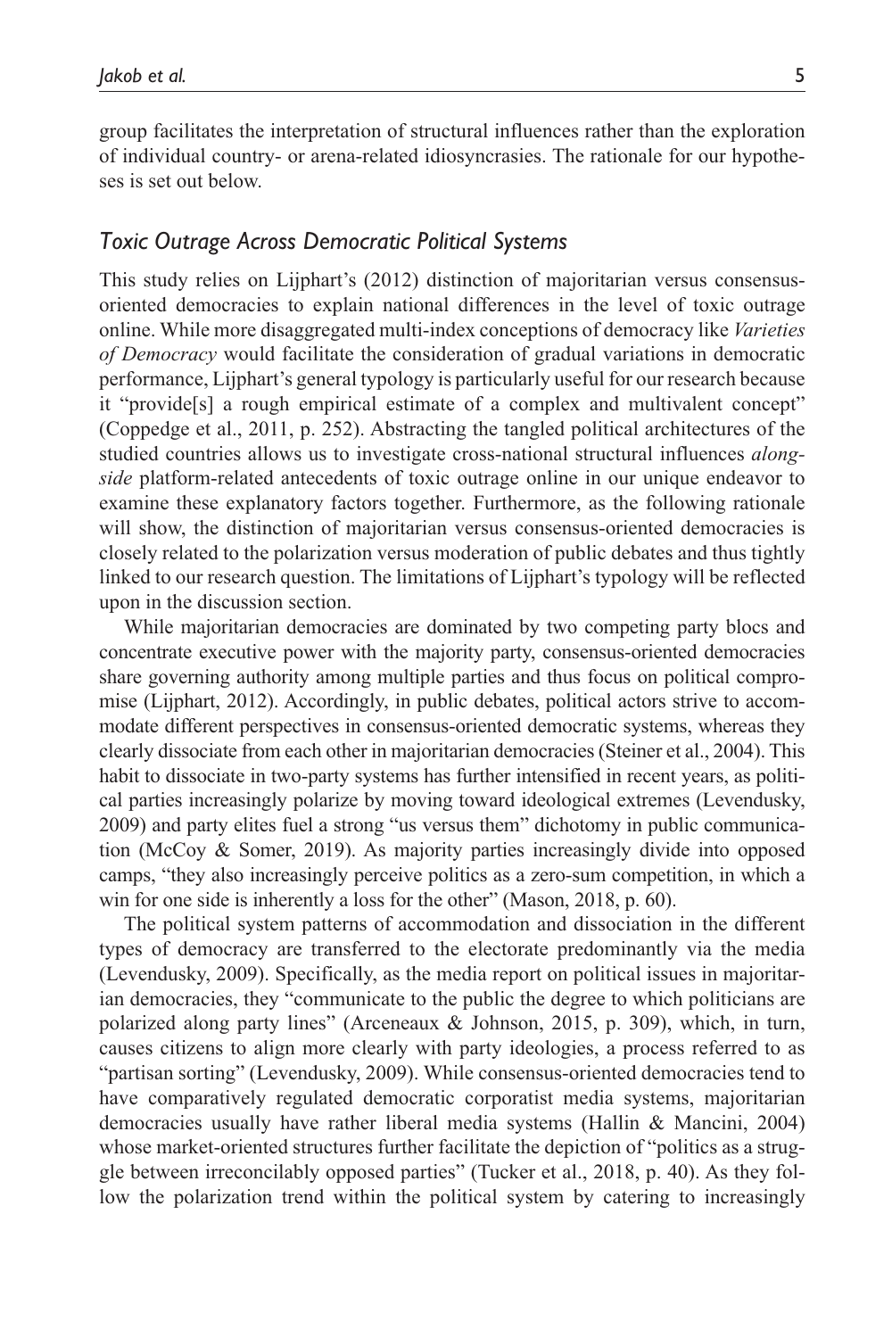group facilitates the interpretation of structural influences rather than the exploration of individual country- or arena-related idiosyncrasies. The rationale for our hypotheses is set out below.

### *Toxic Outrage Across Democratic Political Systems*

This study relies on Lijphart's (2012) distinction of majoritarian versus consensus-oriented democracies to explain national differences in the level of toxic outrage online. While more disaggregated multi-index conceptions of democracy like *Varieties of Democracy* would facilitate the consideration of gradual variations in democratic performance, Lijphart's general typology is particularly useful for our research because it "provide[s] a rough empirical estimate of a complex and multivalent concept" (Coppedge et al., 2011, p. 252). Abstracting the tangled political architectures of the studied countries allows us to investigate cross-national structural influences *alongside* platform-related antecedents of toxic outrage online in our unique endeavor to examine these explanatory factors together. Furthermore, as the following rationale will show, the distinction of majoritarian versus consensus-oriented democracies is closely related to the polarization versus moderation of public debates and thus tightly linked to our research question. The limitations of Lijphart's typology will be reflected upon in the discussion section.

While majoritarian democracies are dominated by two competing party blocs and concentrate executive power with the majority party, consensus-oriented democracies share governing authority among multiple parties and thus focus on political compromise (Lijphart, 2012). Accordingly, in public debates, political actors strive to accommodate different perspectives in consensus-oriented democratic systems, whereas they clearly dissociate from each other in majoritarian democracies (Steiner et al., 2004). This habit to dissociate in two-party systems has further intensified in recent years, as political parties increasingly polarize by moving toward ideological extremes (Levendusky, 2009) and party elites fuel a strong "us versus them" dichotomy in public communication (McCoy & Somer, 2019). As majority parties increasingly divide into opposed camps, "they also increasingly perceive politics as a zero-sum competition, in which a win for one side is inherently a loss for the other" (Mason, 2018, p. 60).

The political system patterns of accommodation and dissociation in the different types of democracy are transferred to the electorate predominantly via the media (Levendusky, 2009). Specifically, as the media report on political issues in majoritarian democracies, they "communicate to the public the degree to which politicians are polarized along party lines" (Arceneaux & Johnson, 2015, p. 309), which, in turn, causes citizens to align more clearly with party ideologies, a process referred to as "partisan sorting" (Levendusky, 2009). While consensus-oriented democracies tend to have comparatively regulated democratic corporatist media systems, majoritarian democracies usually have rather liberal media systems (Hallin & Mancini, 2004) whose market-oriented structures further facilitate the depiction of "politics as a struggle between irreconcilably opposed parties" (Tucker et al., 2018, p. 40). As they follow the polarization trend within the political system by catering to increasingly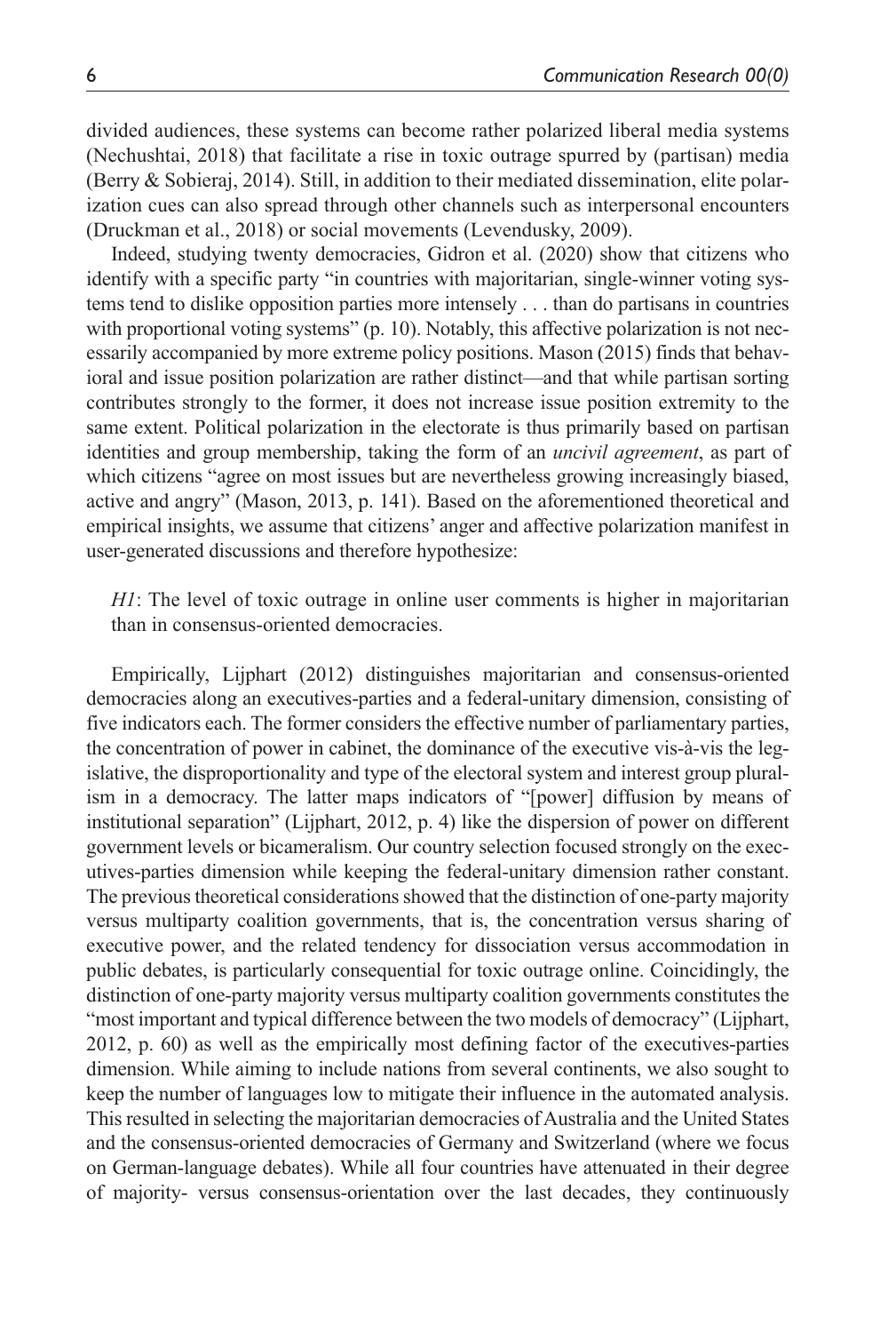divided audiences, these systems can become rather polarized liberal media systems (Nechushtai, 2018) that facilitate a rise in toxic outrage spurred by (partisan) media (Berry & Sobieraj, 2014). Still, in addition to their mediated dissemination, elite polarization cues can also spread through other channels such as interpersonal encounters (Druckman et al., 2018) or social movements (Levendusky, 2009).

Indeed, studying twenty democracies, Gidron et al. (2020) show that citizens who identify with a specific party "in countries with majoritarian, single-winner voting systems tend to dislike opposition parties more intensely . . . than do partisans in countries with proportional voting systems" (p. 10). Notably, this affective polarization is not necessarily accompanied by more extreme policy positions. Mason (2015) finds that behavioral and issue position polarization are rather distinct—and that while partisan sorting contributes strongly to the former, it does not increase issue position extremity to the same extent. Political polarization in the electorate is thus primarily based on partisan identities and group membership, taking the form of an *uncivil agreement*, as part of which citizens "agree on most issues but are nevertheless growing increasingly biased, active and angry" (Mason, 2013, p. 141). Based on the aforementioned theoretical and empirical insights, we assume that citizens' anger and affective polarization manifest in user-generated discussions and therefore hypothesize:

> *H1*: The level of toxic outrage in online user comments is higher in majoritarian than in consensus-oriented democracies.

Empirically, Lijphart (2012) distinguishes majoritarian and consensus-oriented democracies along an executives-parties and a federal-unitary dimension, consisting of five indicators each. The former considers the effective number of parliamentary parties, the concentration of power in cabinet, the dominance of the executive vis-à-vis the legislative, the disproportionality and type of the electoral system and interest group pluralism in a democracy. The latter maps indicators of "[power] diffusion by means of institutional separation" (Lijphart, 2012, p. 4) like the dispersion of power on different government levels or bicameralism. Our country selection focused strongly on the executives-parties dimension while keeping the federal-unitary dimension rather constant. The previous theoretical considerations showed that the distinction of one-party majority versus multiparty coalition governments, that is, the concentration versus sharing of executive power, and the related tendency for dissociation versus accommodation in public debates, is particularly consequential for toxic outrage online. Coincidingly, the distinction of one-party majority versus multiparty coalition governments constitutes the "most important and typical difference between the two models of democracy" (Lijphart, 2012, p. 60) as well as the empirically most defining factor of the executives-parties dimension. While aiming to include nations from several continents, we also sought to keep the number of languages low to mitigate their influence in the automated analysis. This resulted in selecting the majoritarian democracies of Australia and the United States and the consensus-oriented democracies of Germany and Switzerland (where we focus on German-language debates). While all four countries have attenuated in their degree of majority- versus consensus-orientation over the last decades, they continuously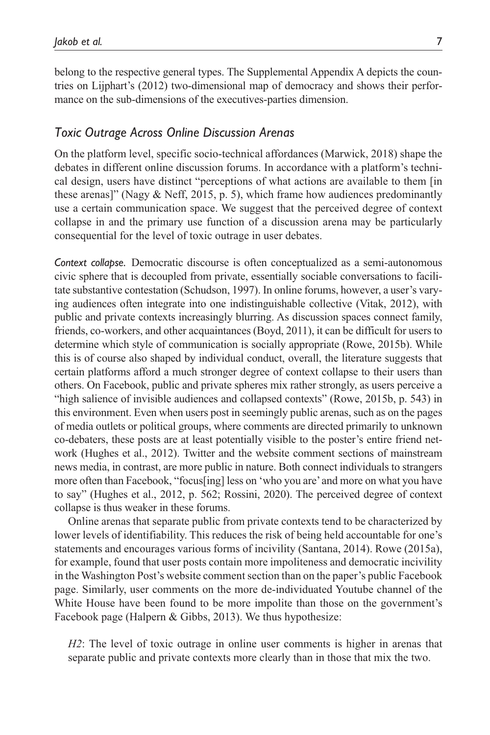belong to the respective general types. The Supplemental Appendix A depicts the countries on Lijphart's (2012) two-dimensional map of democracy and shows their performance on the sub-dimensions of the executives-parties dimension.

### *Toxic Outrage Across Online Discussion Arenas*

On the platform level, specific socio-technical affordances (Marwick, 2018) shape the debates in different online discussion forums. In accordance with a platform's technical design, users have distinct "perceptions of what actions are available to them [in these arenas]" (Nagy & Neff, 2015, p. 5), which frame how audiences predominantly use a certain communication space. We suggest that the perceived degree of context collapse in and the primary use function of a discussion arena may be particularly consequential for the level of toxic outrage in user debates.

*Context collapse.* Democratic discourse is often conceptualized as a semi-autonomous civic sphere that is decoupled from private, essentially sociable conversations to facilitate substantive contestation (Schudson, 1997). In online forums, however, a user's varying audiences often integrate into one indistinguishable collective (Vitak, 2012), with public and private contexts increasingly blurring. As discussion spaces connect family, friends, co-workers, and other acquaintances (Boyd, 2011), it can be difficult for users to determine which style of communication is socially appropriate (Rowe, 2015b). While this is of course also shaped by individual conduct, overall, the literature suggests that certain platforms afford a much stronger degree of context collapse to their users than others. On Facebook, public and private spheres mix rather strongly, as users perceive a "high salience of invisible audiences and collapsed contexts" (Rowe, 2015b, p. 543) in this environment. Even when users post in seemingly public arenas, such as on the pages of media outlets or political groups, where comments are directed primarily to unknown co-debaters, these posts are at least potentially visible to the poster's entire friend network (Hughes et al., 2012). Twitter and the website comment sections of mainstream news media, in contrast, are more public in nature. Both connect individuals to strangers more often than Facebook, "focus[ing] less on 'who you are' and more on what you have to say" (Hughes et al., 2012, p. 562; Rossini, 2020). The perceived degree of context collapse is thus weaker in these forums.

Online arenas that separate public from private contexts tend to be characterized by lower levels of identifiability. This reduces the risk of being held accountable for one's statements and encourages various forms of incivility (Santana, 2014). Rowe (2015a), for example, found that user posts contain more impoliteness and democratic incivility in the Washington Post's website comment section than on the paper's public Facebook page. Similarly, user comments on the more de-individuated Youtube channel of the White House have been found to be more impolite than those on the government's Facebook page (Halpern & Gibbs, 2013). We thus hypothesize:

> *H2*: The level of toxic outrage in online user comments is higher in arenas that separate public and private contexts more clearly than in those that mix the two.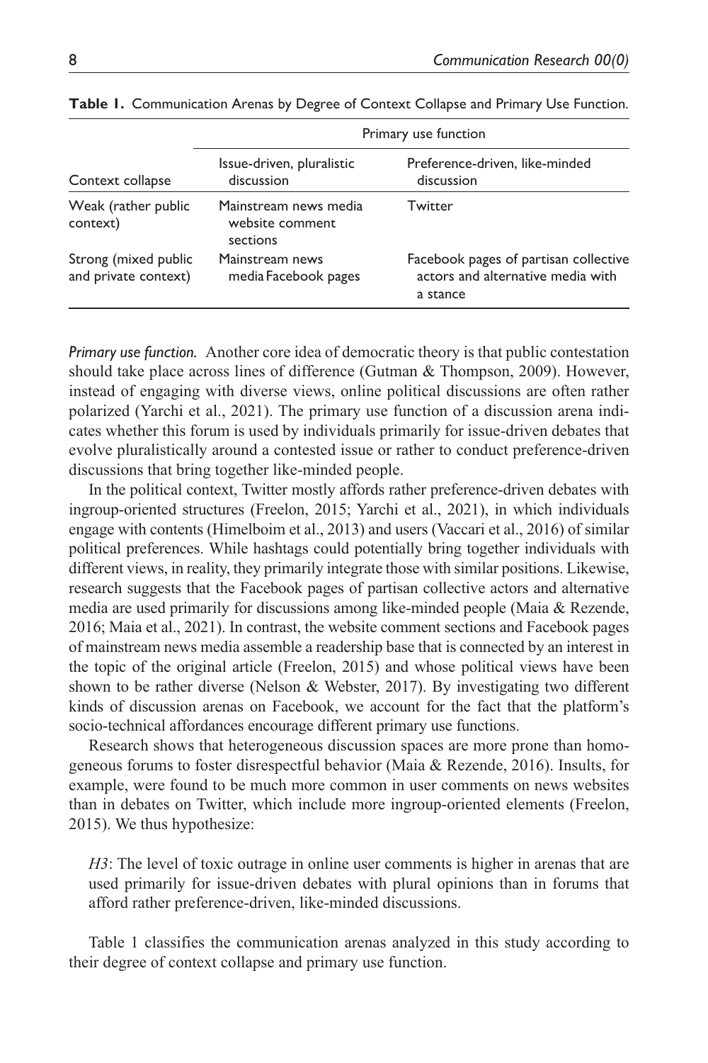**Table 1.** Communication Arenas by Degree of Context Collapse and Primary Use Function.

| | Primary use function | |
|---|---|---|
| Context collapse | Issue-driven, pluralistic discussion | Preference-driven, like-minded discussion |
| Weak (rather public context) | Mainstream news media website comment sections | Twitter |
| Strong (mixed public and private context) | Mainstream news media Facebook pages | Facebook pages of partisan collective actors and alternative media with a stance |

*Primary use function.* Another core idea of democratic theory is that public contestation should take place across lines of difference (Gutman & Thompson, 2009). However, instead of engaging with diverse views, online political discussions are often rather polarized (Yarchi et al., 2021). The primary use function of a discussion arena indicates whether this forum is used by individuals primarily for issue-driven debates that evolve pluralistically around a contested issue or rather to conduct preference-driven discussions that bring together like-minded people.

In the political context, Twitter mostly affords rather preference-driven debates with ingroup-oriented structures (Freelon, 2015; Yarchi et al., 2021), in which individuals engage with contents (Himelboim et al., 2013) and users (Vaccari et al., 2016) of similar political preferences. While hashtags could potentially bring together individuals with different views, in reality, they primarily integrate those with similar positions. Likewise, research suggests that the Facebook pages of partisan collective actors and alternative media are used primarily for discussions among like-minded people (Maia & Rezende, 2016; Maia et al., 2021). In contrast, the website comment sections and Facebook pages of mainstream news media assemble a readership base that is connected by an interest in the topic of the original article (Freelon, 2015) and whose political views have been shown to be rather diverse (Nelson & Webster, 2017). By investigating two different kinds of discussion arenas on Facebook, we account for the fact that the platform's socio-technical affordances encourage different primary use functions.

Research shows that heterogeneous discussion spaces are more prone than homogeneous forums to foster disrespectful behavior (Maia & Rezende, 2016). Insults, for example, were found to be much more common in user comments on news websites than in debates on Twitter, which include more ingroup-oriented elements (Freelon, 2015). We thus hypothesize:

*H3*: The level of toxic outrage in online user comments is higher in arenas that are used primarily for issue-driven debates with plural opinions than in forums that afford rather preference-driven, like-minded discussions.

Table 1 classifies the communication arenas analyzed in this study according to their degree of context collapse and primary use function.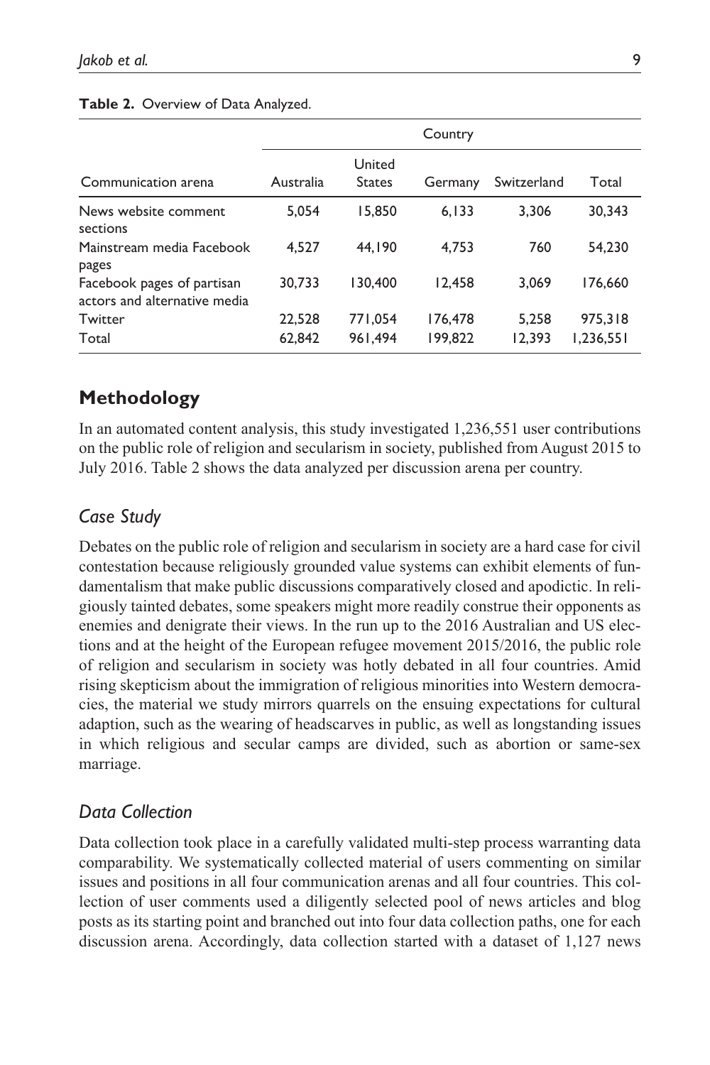**Table 2.** Overview of Data Analyzed.

| Communication arena | Country | | | | |
|---|---|---|---|---|---|
| | Australia | United States | Germany | Switzerland | Total |
| News website comment sections | 5,054 | 15,850 | 6,133 | 3,306 | 30,343 |
| Mainstream media Facebook pages | 4,527 | 44,190 | 4,753 | 760 | 54,230 |
| Facebook pages of partisan actors and alternative media | 30,733 | 130,400 | 12,458 | 3,069 | 176,660 |
| Twitter | 22,528 | 771,054 | 176,478 | 5,258 | 975,318 |
| Total | 62,842 | 961,494 | 199,822 | 12,393 | 1,236,551 |

## Methodology

In an automated content analysis, this study investigated 1,236,551 user contributions on the public role of religion and secularism in society, published from August 2015 to July 2016. Table 2 shows the data analyzed per discussion arena per country.

### *Case Study*

Debates on the public role of religion and secularism in society are a hard case for civil contestation because religiously grounded value systems can exhibit elements of fundamentalism that make public discussions comparatively closed and apodictic. In religiously tainted debates, some speakers might more readily construe their opponents as enemies and denigrate their views. In the run up to the 2016 Australian and US elections and at the height of the European refugee movement 2015/2016, the public role of religion and secularism in society was hotly debated in all four countries. Amid rising skepticism about the immigration of religious minorities into Western democracies, the material we study mirrors quarrels on the ensuing expectations for cultural adaption, such as the wearing of headscarves in public, as well as longstanding issues in which religious and secular camps are divided, such as abortion or same-sex marriage.

### *Data Collection*

Data collection took place in a carefully validated multi-step process warranting data comparability. We systematically collected material of users commenting on similar issues and positions in all four communication arenas and all four countries. This collection of user comments used a diligently selected pool of news articles and blog posts as its starting point and branched out into four data collection paths, one for each discussion arena. Accordingly, data collection started with a dataset of 1,127 news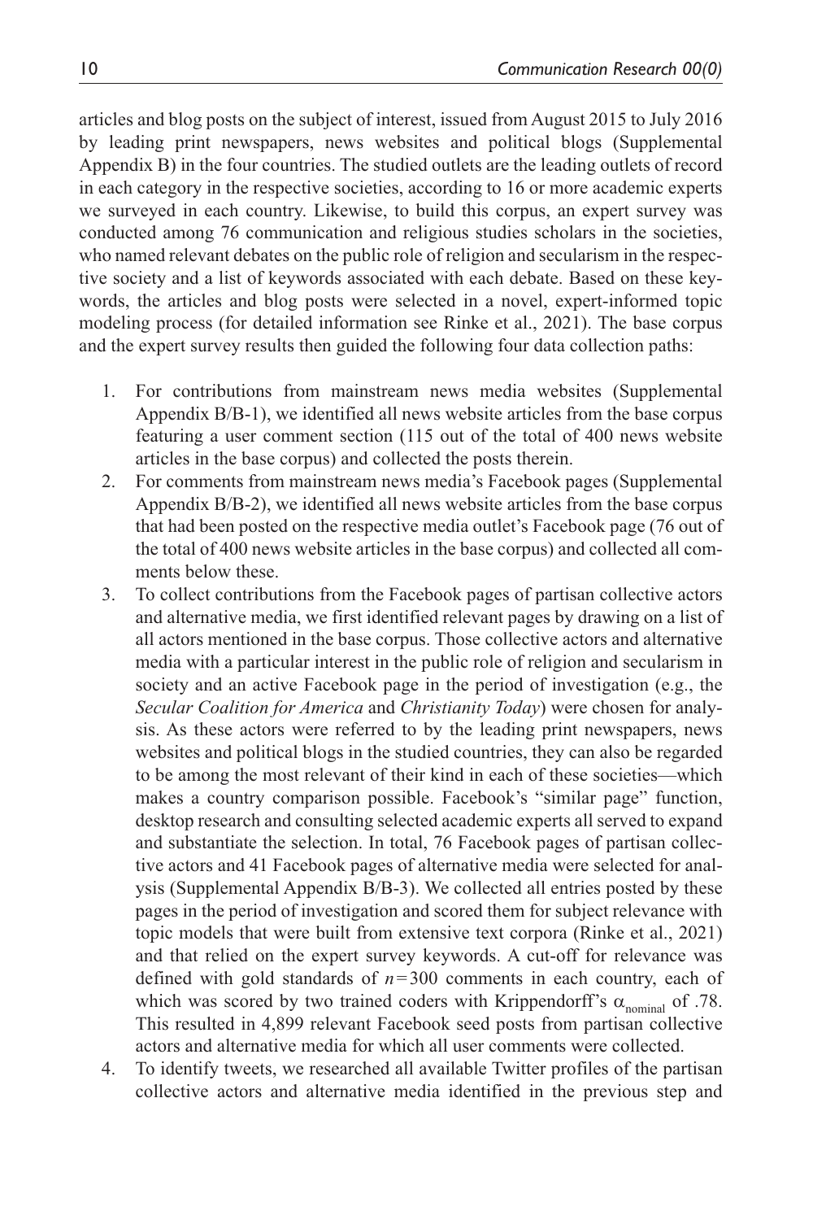articles and blog posts on the subject of interest, issued from August 2015 to July 2016 by leading print newspapers, news websites and political blogs (Supplemental Appendix B) in the four countries. The studied outlets are the leading outlets of record in each category in the respective societies, according to 16 or more academic experts we surveyed in each country. Likewise, to build this corpus, an expert survey was conducted among 76 communication and religious studies scholars in the societies, who named relevant debates on the public role of religion and secularism in the respective society and a list of keywords associated with each debate. Based on these keywords, the articles and blog posts were selected in a novel, expert-informed topic modeling process (for detailed information see Rinke et al., 2021). The base corpus and the expert survey results then guided the following four data collection paths:

1. For contributions from mainstream news media websites (Supplemental Appendix B/B-1), we identified all news website articles from the base corpus featuring a user comment section (115 out of the total of 400 news website articles in the base corpus) and collected the posts therein.
2. For comments from mainstream news media's Facebook pages (Supplemental Appendix B/B-2), we identified all news website articles from the base corpus that had been posted on the respective media outlet's Facebook page (76 out of the total of 400 news website articles in the base corpus) and collected all comments below these.
3. To collect contributions from the Facebook pages of partisan collective actors and alternative media, we first identified relevant pages by drawing on a list of all actors mentioned in the base corpus. Those collective actors and alternative media with a particular interest in the public role of religion and secularism in society and an active Facebook page in the period of investigation (e.g., the *Secular Coalition for America* and *Christianity Today*) were chosen for analysis. As these actors were referred to by the leading print newspapers, news websites and political blogs in the studied countries, they can also be regarded to be among the most relevant of their kind in each of these societies—which makes a country comparison possible. Facebook's "similar page" function, desktop research and consulting selected academic experts all served to expand and substantiate the selection. In total, 76 Facebook pages of partisan collective actors and 41 Facebook pages of alternative media were selected for analysis (Supplemental Appendix B/B-3). We collected all entries posted by these pages in the period of investigation and scored them for subject relevance with topic models that were built from extensive text corpora (Rinke et al., 2021) and that relied on the expert survey keywords. A cut-off for relevance was defined with gold standards of $n = 300$ comments in each country, each of which was scored by two trained coders with Krippendorff's $\alpha_{nominal}$ of .78. This resulted in 4,899 relevant Facebook seed posts from partisan collective actors and alternative media for which all user comments were collected.
4. To identify tweets, we researched all available Twitter profiles of the partisan collective actors and alternative media identified in the previous step and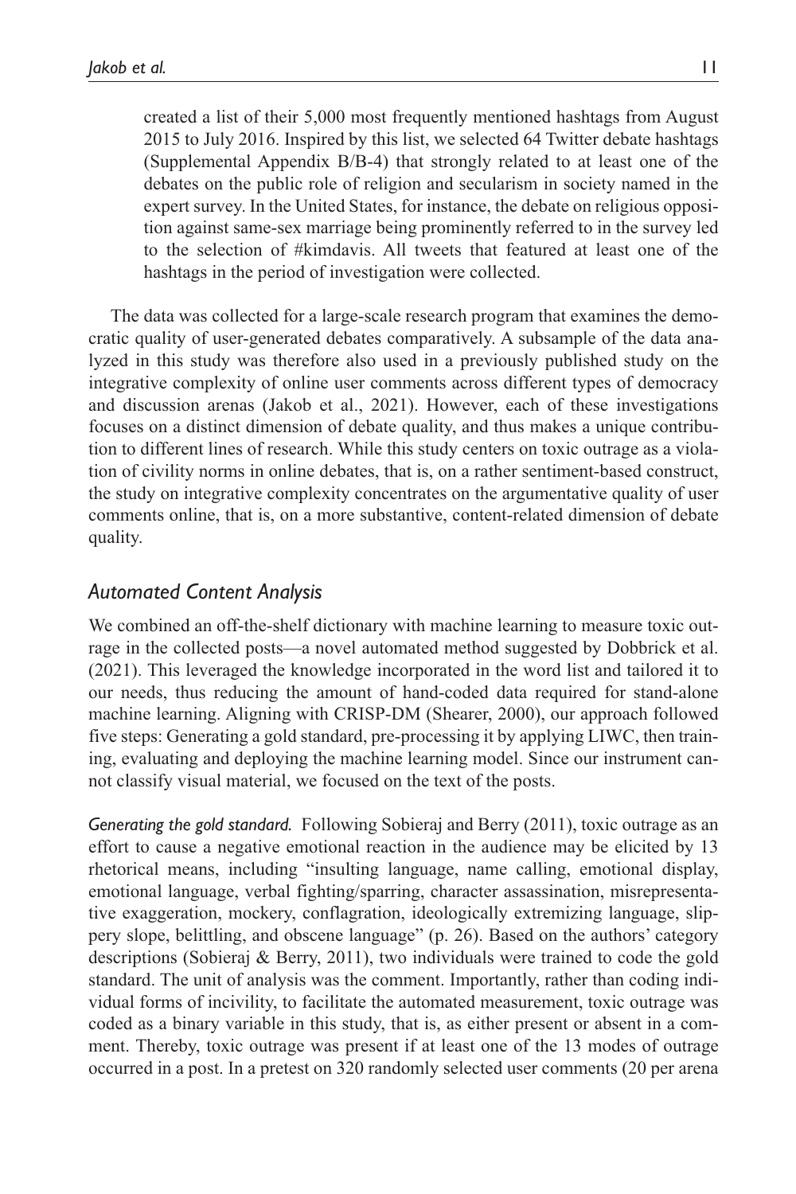created a list of their 5,000 most frequently mentioned hashtags from August 2015 to July 2016. Inspired by this list, we selected 64 Twitter debate hashtags (Supplemental Appendix B/B-4) that strongly related to at least one of the debates on the public role of religion and secularism in society named in the expert survey. In the United States, for instance, the debate on religious opposition against same-sex marriage being prominently referred to in the survey led to the selection of #kimdavis. All tweets that featured at least one of the hashtags in the period of investigation were collected.

The data was collected for a large-scale research program that examines the democratic quality of user-generated debates comparatively. A subsample of the data analyzed in this study was therefore also used in a previously published study on the integrative complexity of online user comments across different types of democracy and discussion arenas (Jakob et al., 2021). However, each of these investigations focuses on a distinct dimension of debate quality, and thus makes a unique contribution to different lines of research. While this study centers on toxic outrage as a violation of civility norms in online debates, that is, on a rather sentiment-based construct, the study on integrative complexity concentrates on the argumentative quality of user comments online, that is, on a more substantive, content-related dimension of debate quality.

### *Automated Content Analysis*

We combined an off-the-shelf dictionary with machine learning to measure toxic outrage in the collected posts—a novel automated method suggested by Dobbrick et al. (2021). This leveraged the knowledge incorporated in the word list and tailored it to our needs, thus reducing the amount of hand-coded data required for stand-alone machine learning. Aligning with CRISP-DM (Shearer, 2000), our approach followed five steps: Generating a gold standard, pre-processing it by applying LIWC, then training, evaluating and deploying the machine learning model. Since our instrument cannot classify visual material, we focused on the text of the posts.

*Generating the gold standard.* Following Sobieraj and Berry (2011), toxic outrage as an effort to cause a negative emotional reaction in the audience may be elicited by 13 rhetorical means, including "insulting language, name calling, emotional display, emotional language, verbal fighting/sparring, character assassination, misrepresentative exaggeration, mockery, conflagration, ideologically extremizing language, slippery slope, belittling, and obscene language" (p. 26). Based on the authors' category descriptions (Sobieraj & Berry, 2011), two individuals were trained to code the gold standard. The unit of analysis was the comment. Importantly, rather than coding individual forms of incivility, to facilitate the automated measurement, toxic outrage was coded as a binary variable in this study, that is, as either present or absent in a comment. Thereby, toxic outrage was present if at least one of the 13 modes of outrage occurred in a post. In a pretest on 320 randomly selected user comments (20 per arena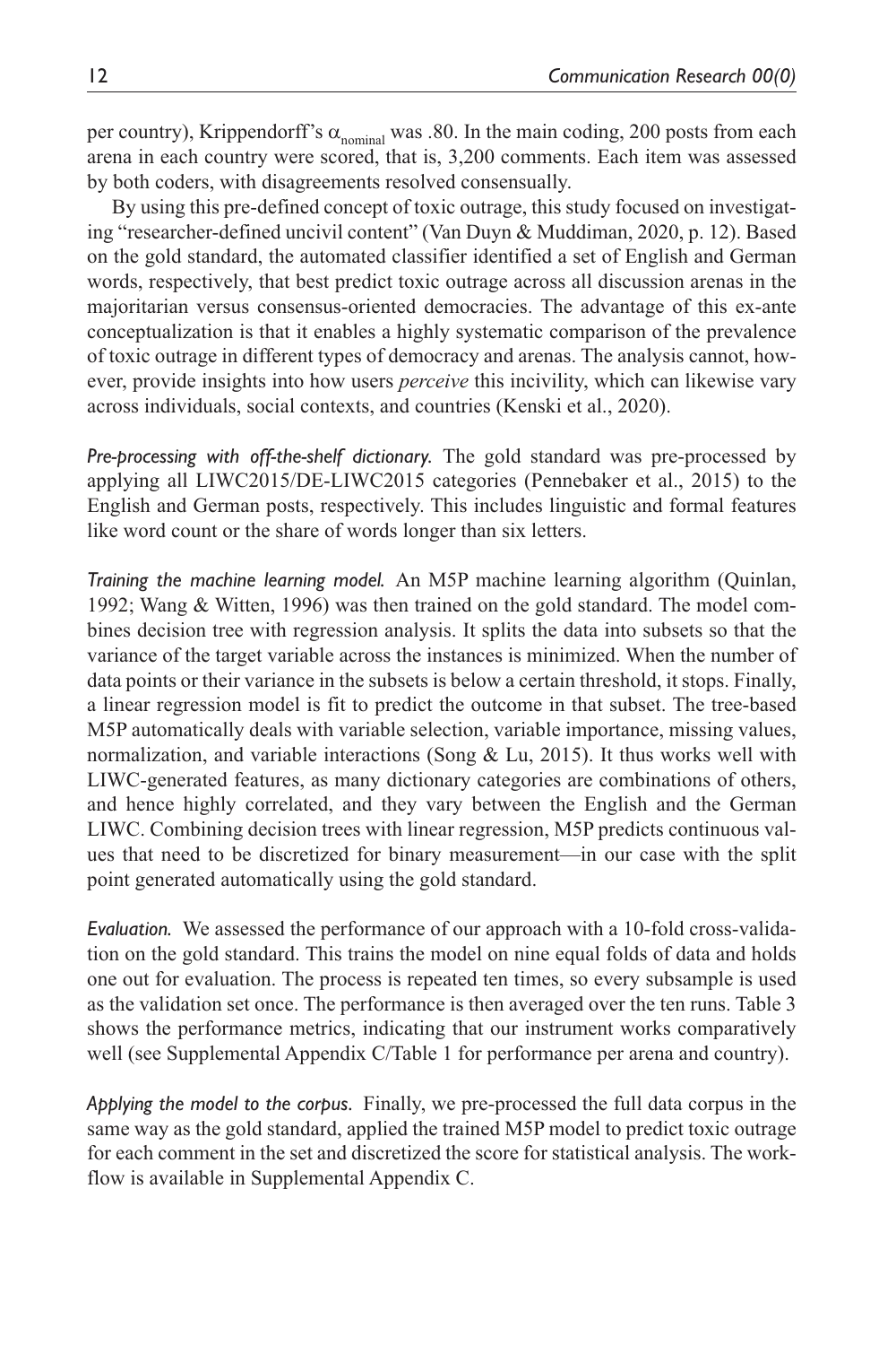per country), Krippendorff's $\alpha_{nominal}$ was .80. In the main coding, 200 posts from each arena in each country were scored, that is, 3,200 comments. Each item was assessed by both coders, with disagreements resolved consensually.

By using this pre-defined concept of toxic outrage, this study focused on investigating "researcher-defined uncivil content" (Van Duyn & Muddiman, 2020, p. 12). Based on the gold standard, the automated classifier identified a set of English and German words, respectively, that best predict toxic outrage across all discussion arenas in the majoritarian versus consensus-oriented democracies. The advantage of this ex-ante conceptualization is that it enables a highly systematic comparison of the prevalence of toxic outrage in different types of democracy and arenas. The analysis cannot, however, provide insights into how users *perceive* this incivility, which can likewise vary across individuals, social contexts, and countries (Kenski et al., 2020).

*Pre-processing with off-the-shelf dictionary.* The gold standard was pre-processed by applying all LIWC2015/DE-LIWC2015 categories (Pennebaker et al., 2015) to the English and German posts, respectively. This includes linguistic and formal features like word count or the share of words longer than six letters.

*Training the machine learning model.* An M5P machine learning algorithm (Quinlan, 1992; Wang & Witten, 1996) was then trained on the gold standard. The model combines decision tree with regression analysis. It splits the data into subsets so that the variance of the target variable across the instances is minimized. When the number of data points or their variance in the subsets is below a certain threshold, it stops. Finally, a linear regression model is fit to predict the outcome in that subset. The tree-based M5P automatically deals with variable selection, variable importance, missing values, normalization, and variable interactions (Song & Lu, 2015). It thus works well with LIWC-generated features, as many dictionary categories are combinations of others, and hence highly correlated, and they vary between the English and the German LIWC. Combining decision trees with linear regression, M5P predicts continuous values that need to be discretized for binary measurement—in our case with the split point generated automatically using the gold standard.

*Evaluation.* We assessed the performance of our approach with a 10-fold cross-validation on the gold standard. This trains the model on nine equal folds of data and holds one out for evaluation. The process is repeated ten times, so every subsample is used as the validation set once. The performance is then averaged over the ten runs. Table 3 shows the performance metrics, indicating that our instrument works comparatively well (see Supplemental Appendix C/Table 1 for performance per arena and country).

*Applying the model to the corpus.* Finally, we pre-processed the full data corpus in the same way as the gold standard, applied the trained M5P model to predict toxic outrage for each comment in the set and discretized the score for statistical analysis. The workflow is available in Supplemental Appendix C.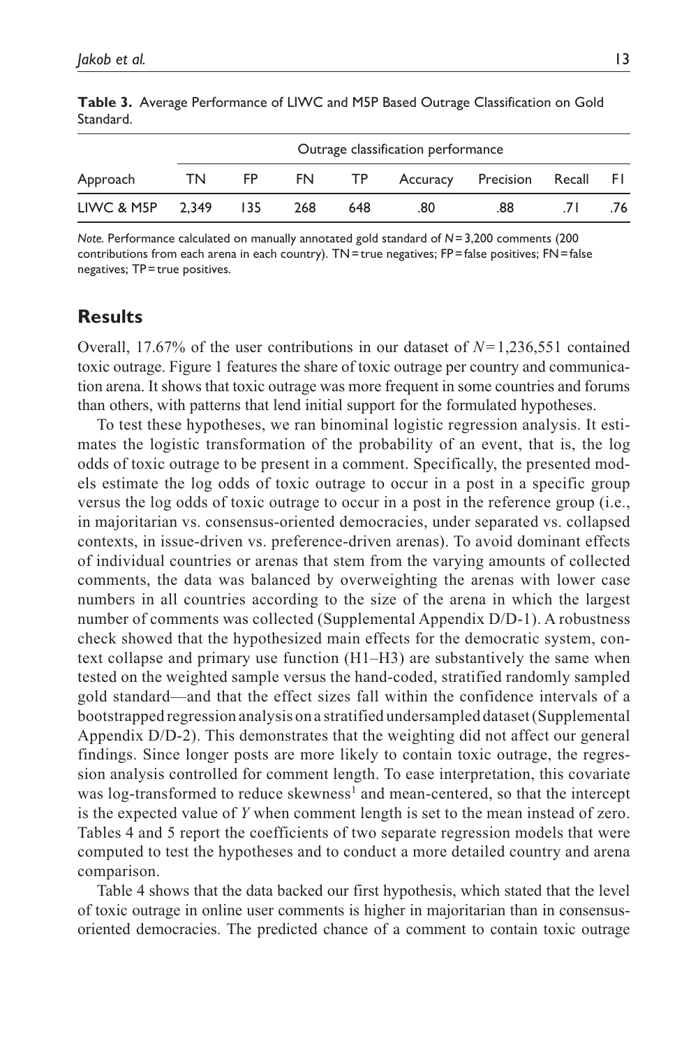**Table 3.** Average Performance of LIWC and M5P Based Outrage Classification on Gold Standard.

| Approach | Outrage classification performance | | | | | | | |
|---|---|---|---|---|---|---|---|---|
| | TN | FP | FN | TP | Accuracy | Precision | Recall | F1 |
| LIWC & M5P | 2,349 | 135 | 268 | 648 | .80 | .88 | .71 | .76 |

*Note.* Performance calculated on manually annotated gold standard of $N = 3{,}200$ comments (200 contributions from each arena in each country). TN = true negatives; FP = false positives; FN = false negatives; TP = true positives.

## Results

Overall, 17.67% of the user contributions in our dataset of $N = 1{,}236{,}551$ contained toxic outrage. Figure 1 features the share of toxic outrage per country and communication arena. It shows that toxic outrage was more frequent in some countries and forums than others, with patterns that lend initial support for the formulated hypotheses.

To test these hypotheses, we ran binominal logistic regression analysis. It estimates the logistic transformation of the probability of an event, that is, the log odds of toxic outrage to be present in a comment. Specifically, the presented models estimate the log odds of toxic outrage to occur in a post in a specific group versus the log odds of toxic outrage to occur in a post in the reference group (i.e., in majoritarian vs. consensus-oriented democracies, under separated vs. collapsed contexts, in issue-driven vs. preference-driven arenas). To avoid dominant effects of individual countries or arenas that stem from the varying amounts of collected comments, the data was balanced by overweighting the arenas with lower case numbers in all countries according to the size of the arena in which the largest number of comments was collected (Supplemental Appendix D/D-1). A robustness check showed that the hypothesized main effects for the democratic system, context collapse and primary use function (H1–H3) are substantively the same when tested on the weighted sample versus the hand-coded, stratified randomly sampled gold standard—and that the effect sizes fall within the confidence intervals of a bootstrapped regression analysis on a stratified undersampled dataset (Supplemental Appendix D/D-2). This demonstrates that the weighting did not affect our general findings. Since longer posts are more likely to contain toxic outrage, the regression analysis controlled for comment length. To ease interpretation, this covariate was log-transformed to reduce skewness[1] and mean-centered, so that the intercept is the expected value of $Y$ when comment length is set to the mean instead of zero. Tables 4 and 5 report the coefficients of two separate regression models that were computed to test the hypotheses and to conduct a more detailed country and arena comparison.

Table 4 shows that the data backed our first hypothesis, which stated that the level of toxic outrage in online user comments is higher in majoritarian than in consensus-oriented democracies. The predicted chance of a comment to contain toxic outrage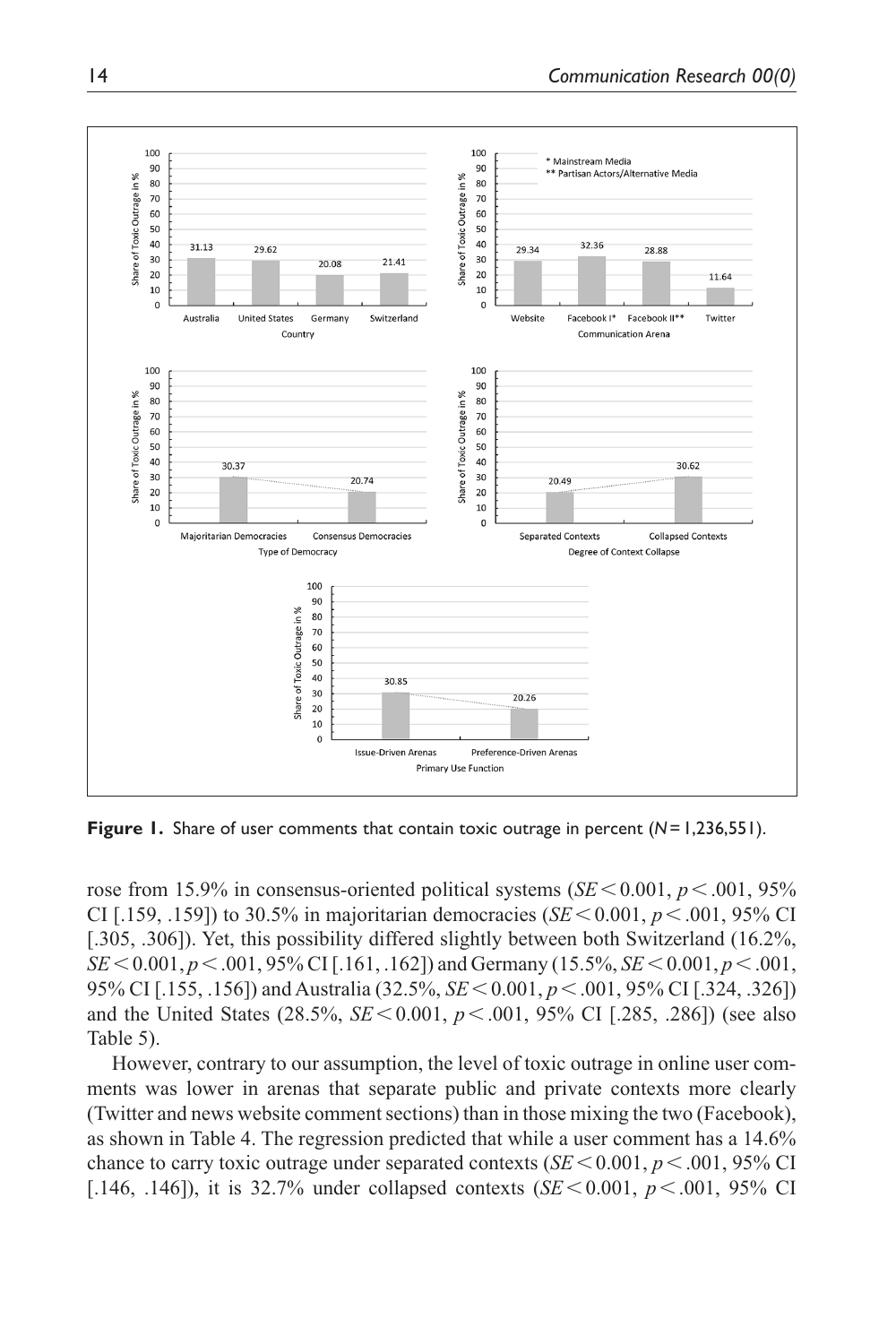**Figure 1.** Share of user comments that contain toxic outrage in percent ($N = 1{,}236{,}551$).

rose from 15.9% in consensus-oriented political systems ($SE < 0.001$, $p < .001$, 95% CI [.159, .159]) to 30.5% in majoritarian democracies ($SE < 0.001$, $p < .001$, 95% CI [.305, .306]). Yet, this possibility differed slightly between both Switzerland (16.2%, $SE < 0.001$, $p < .001$, 95% CI [.161, .162]) and Germany (15.5%, $SE < 0.001$, $p < .001$, 95% CI [.155, .156]) and Australia (32.5%, $SE < 0.001$, $p < .001$, 95% CI [.324, .326]) and the United States (28.5%, $SE < 0.001$, $p < .001$, 95% CI [.285, .286]) (see also Table 5).

However, contrary to our assumption, the level of toxic outrage in online user comments was lower in arenas that separate public and private contexts more clearly (Twitter and news website comment sections) than in those mixing the two (Facebook), as shown in Table 4. The regression predicted that while a user comment has a 14.6% chance to carry toxic outrage under separated contexts ($SE < 0.001$, $p < .001$, 95% CI [.146, .146]), it is 32.7% under collapsed contexts ($SE < 0.001$, $p < .001$, 95% CI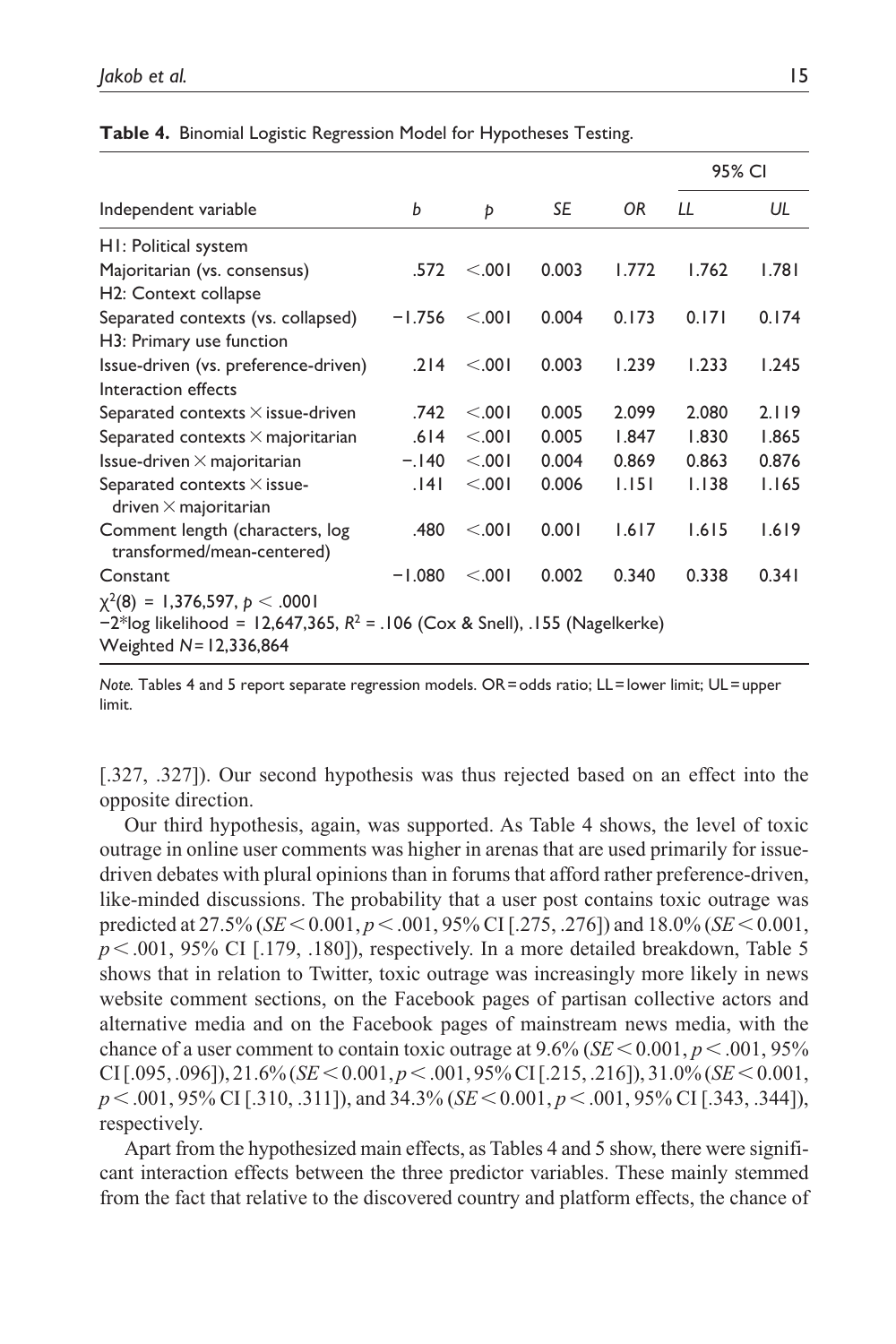**Table 4.** Binomial Logistic Regression Model for Hypotheses Testing.

| Independent variable | *b* | *p* | *SE* | *OR* | 95% CI | |
|---|---|---|---|---|---|---|
| | | | | | *LL* | *UL* |
| H1: Political system | | | | | | |
| Majoritarian (vs. consensus) | .572 | <.001 | 0.003 | 1.772 | 1.762 | 1.781 |
| H2: Context collapse | | | | | | |
| Separated contexts (vs. collapsed) | −1.756 | <.001 | 0.004 | 0.173 | 0.171 | 0.174 |
| H3: Primary use function | | | | | | |
| Issue-driven (vs. preference-driven) | .214 | <.001 | 0.003 | 1.239 | 1.233 | 1.245 |
| Interaction effects | | | | | | |
| Separated contexts × issue-driven | .742 | <.001 | 0.005 | 2.099 | 2.080 | 2.119 |
| Separated contexts × majoritarian | .614 | <.001 | 0.005 | 1.847 | 1.830 | 1.865 |
| Issue-driven × majoritarian | −.140 | <.001 | 0.004 | 0.869 | 0.863 | 0.876 |
| Separated contexts × issue-driven × majoritarian | .141 | <.001 | 0.006 | 1.151 | 1.138 | 1.165 |
| Comment length (characters, log transformed/mean-centered) | .480 | <.001 | 0.001 | 1.617 | 1.615 | 1.619 |
| Constant | −1.080 | <.001 | 0.002 | 0.340 | 0.338 | 0.341 |
| $\chi^2(8)$ = 1,376,597, $p < .0001$ | | | | | | |
| −2*log likelihood = 12,647,365, $R^2$ = .106 (Cox & Snell), .155 (Nagelkerke) | | | | | | |
| Weighted *N* = 12,336,864 | | | | | | |

*Note.* Tables 4 and 5 report separate regression models. OR = odds ratio; LL = lower limit; UL = upper limit.

[.327, .327]). Our second hypothesis was thus rejected based on an effect into the opposite direction.

Our third hypothesis, again, was supported. As Table 4 shows, the level of toxic outrage in online user comments was higher in arenas that are used primarily for issue-driven debates with plural opinions than in forums that afford rather preference-driven, like-minded discussions. The probability that a user post contains toxic outrage was predicted at 27.5% ($SE < 0.001$, $p < .001$, 95% CI [.275, .276]) and 18.0% ($SE < 0.001$, $p < .001$, 95% CI [.179, .180]), respectively. In a more detailed breakdown, Table 5 shows that in relation to Twitter, toxic outrage was increasingly more likely in news website comment sections, on the Facebook pages of partisan collective actors and alternative media and on the Facebook pages of mainstream news media, with the chance of a user comment to contain toxic outrage at 9.6% ($SE < 0.001$, $p < .001$, 95% CI [.095, .096]), 21.6% ($SE < 0.001$, $p < .001$, 95% CI [.215, .216]), 31.0% ($SE < 0.001$, $p < .001$, 95% CI [.310, .311]), and 34.3% ($SE < 0.001$, $p < .001$, 95% CI [.343, .344]), respectively.

Apart from the hypothesized main effects, as Tables 4 and 5 show, there were significant interaction effects between the three predictor variables. These mainly stemmed from the fact that relative to the discovered country and platform effects, the chance of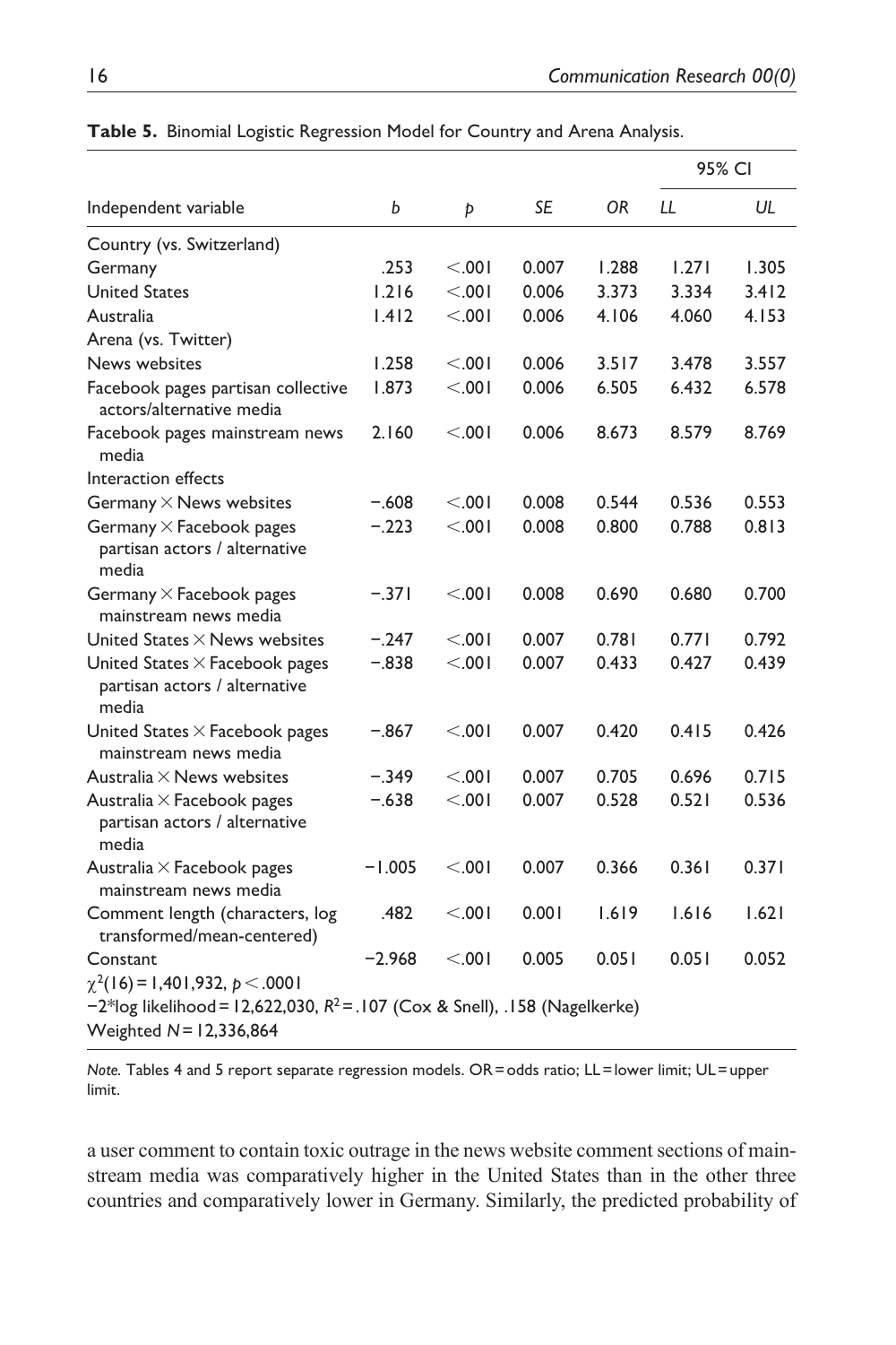**Table 5.** Binomial Logistic Regression Model for Country and Arena Analysis.

| Independent variable | *b* | *p* | *SE* | *OR* | 95% CI | |
|---|---|---|---|---|---|---|
| | | | | | *LL* | *UL* |
| Country (vs. Switzerland) | | | | | | |
| Germany | .253 | <.001 | 0.007 | 1.288 | 1.271 | 1.305 |
| United States | 1.216 | <.001 | 0.006 | 3.373 | 3.334 | 3.412 |
| Australia | 1.412 | <.001 | 0.006 | 4.106 | 4.060 | 4.153 |
| Arena (vs. Twitter) | | | | | | |
| News websites | 1.258 | <.001 | 0.006 | 3.517 | 3.478 | 3.557 |
| Facebook pages partisan collective actors/alternative media | 1.873 | <.001 | 0.006 | 6.505 | 6.432 | 6.578 |
| Facebook pages mainstream news media | 2.160 | <.001 | 0.006 | 8.673 | 8.579 | 8.769 |
| Interaction effects | | | | | | |
| Germany × News websites | −.608 | <.001 | 0.008 | 0.544 | 0.536 | 0.553 |
| Germany × Facebook pages partisan actors / alternative media | −.223 | <.001 | 0.008 | 0.800 | 0.788 | 0.813 |
| Germany × Facebook pages mainstream news media | −.371 | <.001 | 0.008 | 0.690 | 0.680 | 0.700 |
| United States × News websites | −.247 | <.001 | 0.007 | 0.781 | 0.771 | 0.792 |
| United States × Facebook pages partisan actors / alternative media | −.838 | <.001 | 0.007 | 0.433 | 0.427 | 0.439 |
| United States × Facebook pages mainstream news media | −.867 | <.001 | 0.007 | 0.420 | 0.415 | 0.426 |
| Australia × News websites | −.349 | <.001 | 0.007 | 0.705 | 0.696 | 0.715 |
| Australia × Facebook pages partisan actors / alternative media | −.638 | <.001 | 0.007 | 0.528 | 0.521 | 0.536 |
| Australia × Facebook pages mainstream news media | −1.005 | <.001 | 0.007 | 0.366 | 0.361 | 0.371 |
| Comment length (characters, log transformed/mean-centered) | .482 | <.001 | 0.001 | 1.619 | 1.616 | 1.621 |
| Constant | −2.968 | <.001 | 0.005 | 0.051 | 0.051 | 0.052 |

$\chi^2(16) = 1{,}401{,}932$, $p < .0001$

−2*log likelihood = 12,622,030, $R^2 = .107$ (Cox & Snell), .158 (Nagelkerke)

Weighted $N = 12{,}336{,}864$

*Note.* Tables 4 and 5 report separate regression models. OR = odds ratio; LL = lower limit; UL = upper limit.

a user comment to contain toxic outrage in the news website comment sections of mainstream media was comparatively higher in the United States than in the other three countries and comparatively lower in Germany. Similarly, the predicted probability of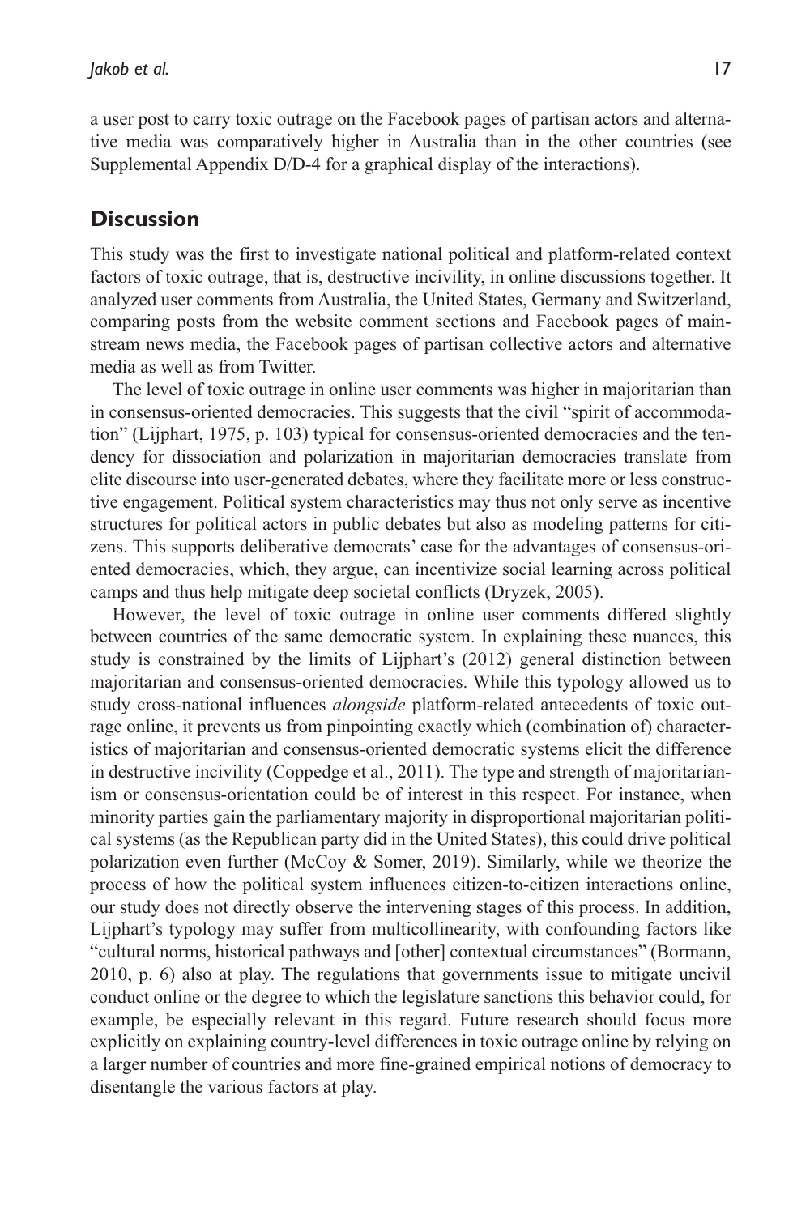a user post to carry toxic outrage on the Facebook pages of partisan actors and alternative media was comparatively higher in Australia than in the other countries (see Supplemental Appendix D/D-4 for a graphical display of the interactions).

## Discussion

This study was the first to investigate national political and platform-related context factors of toxic outrage, that is, destructive incivility, in online discussions together. It analyzed user comments from Australia, the United States, Germany and Switzerland, comparing posts from the website comment sections and Facebook pages of mainstream news media, the Facebook pages of partisan collective actors and alternative media as well as from Twitter.

The level of toxic outrage in online user comments was higher in majoritarian than in consensus-oriented democracies. This suggests that the civil "spirit of accommodation" (Lijphart, 1975, p. 103) typical for consensus-oriented democracies and the tendency for dissociation and polarization in majoritarian democracies translate from elite discourse into user-generated debates, where they facilitate more or less constructive engagement. Political system characteristics may thus not only serve as incentive structures for political actors in public debates but also as modeling patterns for citizens. This supports deliberative democrats' case for the advantages of consensus-oriented democracies, which, they argue, can incentivize social learning across political camps and thus help mitigate deep societal conflicts (Dryzek, 2005).

However, the level of toxic outrage in online user comments differed slightly between countries of the same democratic system. In explaining these nuances, this study is constrained by the limits of Lijphart's (2012) general distinction between majoritarian and consensus-oriented democracies. While this typology allowed us to study cross-national influences *alongside* platform-related antecedents of toxic outrage online, it prevents us from pinpointing exactly which (combination of) characteristics of majoritarian and consensus-oriented democratic systems elicit the difference in destructive incivility (Coppedge et al., 2011). The type and strength of majoritarianism or consensus-orientation could be of interest in this respect. For instance, when minority parties gain the parliamentary majority in disproportional majoritarian political systems (as the Republican party did in the United States), this could drive political polarization even further (McCoy & Somer, 2019). Similarly, while we theorize the process of how the political system influences citizen-to-citizen interactions online, our study does not directly observe the intervening stages of this process. In addition, Lijphart's typology may suffer from multicollinearity, with confounding factors like "cultural norms, historical pathways and [other] contextual circumstances" (Bormann, 2010, p. 6) also at play. The regulations that governments issue to mitigate uncivil conduct online or the degree to which the legislature sanctions this behavior could, for example, be especially relevant in this regard. Future research should focus more explicitly on explaining country-level differences in toxic outrage online by relying on a larger number of countries and more fine-grained empirical notions of democracy to disentangle the various factors at play.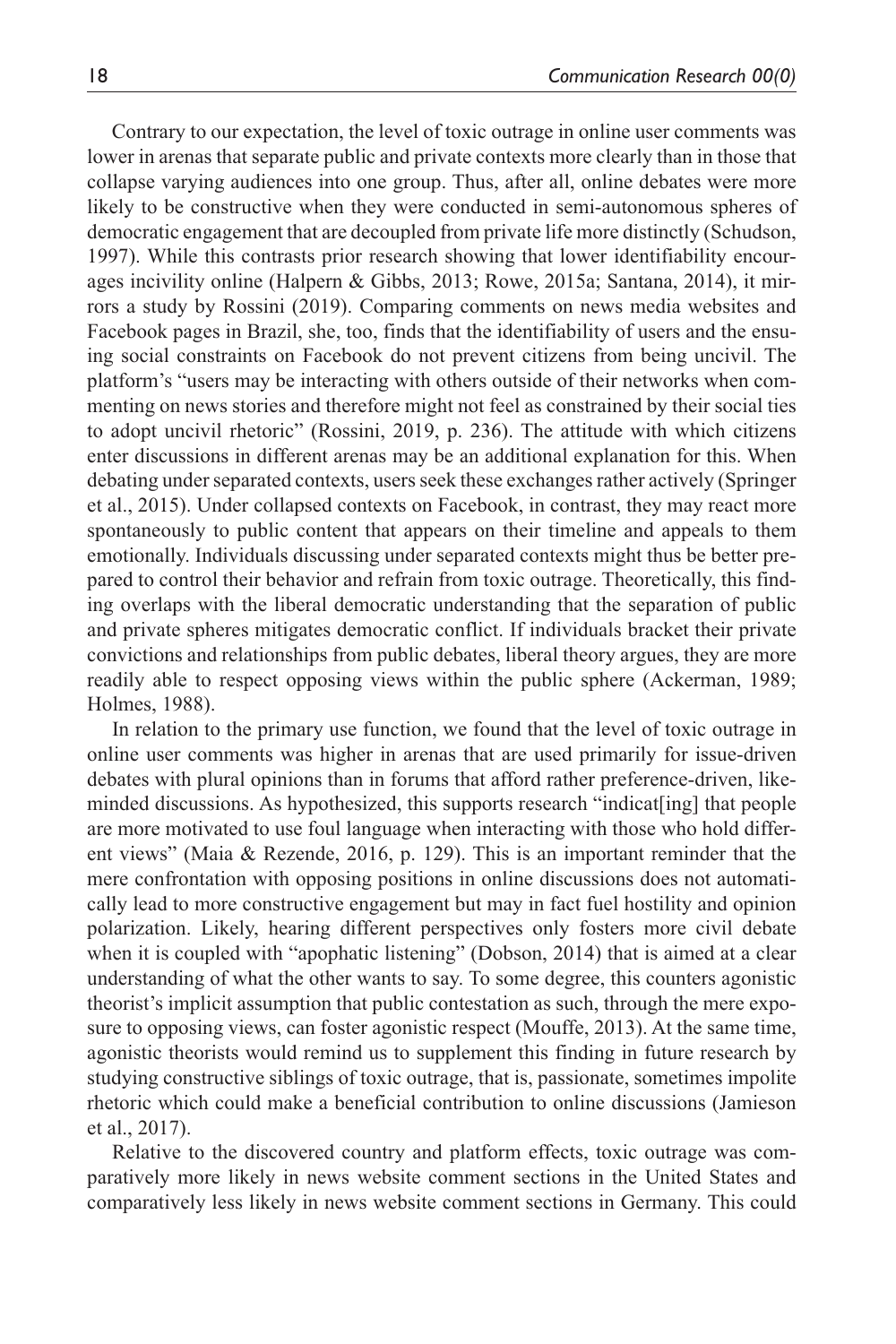Contrary to our expectation, the level of toxic outrage in online user comments was lower in arenas that separate public and private contexts more clearly than in those that collapse varying audiences into one group. Thus, after all, online debates were more likely to be constructive when they were conducted in semi-autonomous spheres of democratic engagement that are decoupled from private life more distinctly (Schudson, 1997). While this contrasts prior research showing that lower identifiability encourages incivility online (Halpern & Gibbs, 2013; Rowe, 2015a; Santana, 2014), it mirrors a study by Rossini (2019). Comparing comments on news media websites and Facebook pages in Brazil, she, too, finds that the identifiability of users and the ensuing social constraints on Facebook do not prevent citizens from being uncivil. The platform's "users may be interacting with others outside of their networks when commenting on news stories and therefore might not feel as constrained by their social ties to adopt uncivil rhetoric" (Rossini, 2019, p. 236). The attitude with which citizens enter discussions in different arenas may be an additional explanation for this. When debating under separated contexts, users seek these exchanges rather actively (Springer et al., 2015). Under collapsed contexts on Facebook, in contrast, they may react more spontaneously to public content that appears on their timeline and appeals to them emotionally. Individuals discussing under separated contexts might thus be better prepared to control their behavior and refrain from toxic outrage. Theoretically, this finding overlaps with the liberal democratic understanding that the separation of public and private spheres mitigates democratic conflict. If individuals bracket their private convictions and relationships from public debates, liberal theory argues, they are more readily able to respect opposing views within the public sphere (Ackerman, 1989; Holmes, 1988).

In relation to the primary use function, we found that the level of toxic outrage in online user comments was higher in arenas that are used primarily for issue-driven debates with plural opinions than in forums that afford rather preference-driven, like-minded discussions. As hypothesized, this supports research "indicat[ing] that people are more motivated to use foul language when interacting with those who hold different views" (Maia & Rezende, 2016, p. 129). This is an important reminder that the mere confrontation with opposing positions in online discussions does not automatically lead to more constructive engagement but may in fact fuel hostility and opinion polarization. Likely, hearing different perspectives only fosters more civil debate when it is coupled with "apophatic listening" (Dobson, 2014) that is aimed at a clear understanding of what the other wants to say. To some degree, this counters agonistic theorist's implicit assumption that public contestation as such, through the mere exposure to opposing views, can foster agonistic respect (Mouffe, 2013). At the same time, agonistic theorists would remind us to supplement this finding in future research by studying constructive siblings of toxic outrage, that is, passionate, sometimes impolite rhetoric which could make a beneficial contribution to online discussions (Jamieson et al., 2017).

Relative to the discovered country and platform effects, toxic outrage was comparatively more likely in news website comment sections in the United States and comparatively less likely in news website comment sections in Germany. This could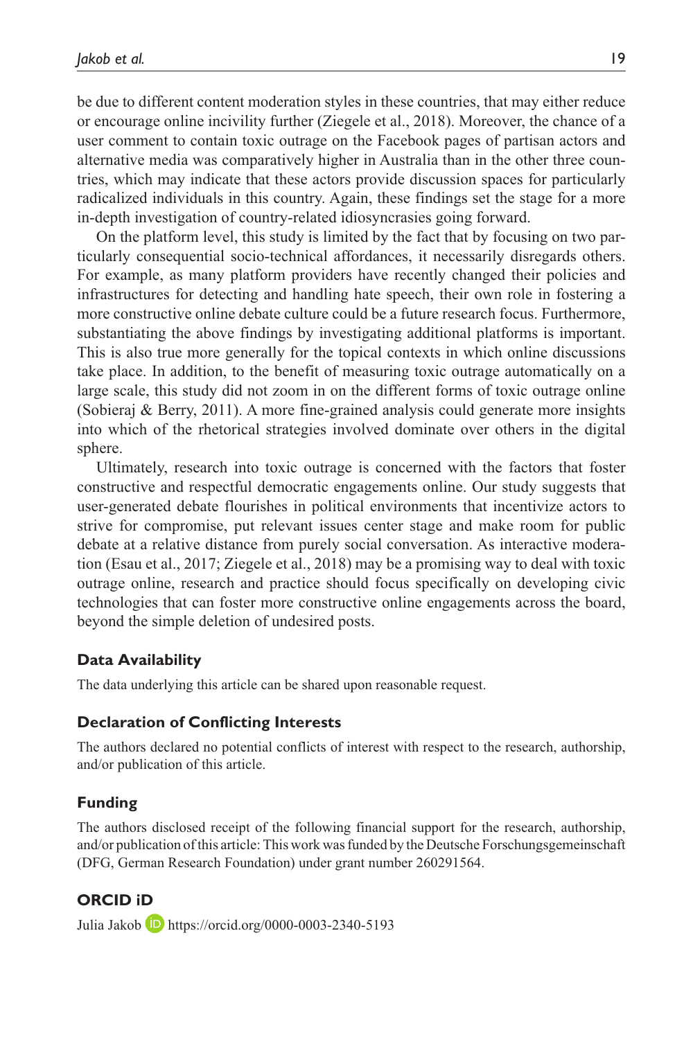be due to different content moderation styles in these countries, that may either reduce or encourage online incivility further (Ziegele et al., 2018). Moreover, the chance of a user comment to contain toxic outrage on the Facebook pages of partisan actors and alternative media was comparatively higher in Australia than in the other three countries, which may indicate that these actors provide discussion spaces for particularly radicalized individuals in this country. Again, these findings set the stage for a more in-depth investigation of country-related idiosyncrasies going forward.

On the platform level, this study is limited by the fact that by focusing on two particularly consequential socio-technical affordances, it necessarily disregards others. For example, as many platform providers have recently changed their policies and infrastructures for detecting and handling hate speech, their own role in fostering a more constructive online debate culture could be a future research focus. Furthermore, substantiating the above findings by investigating additional platforms is important. This is also true more generally for the topical contexts in which online discussions take place. In addition, to the benefit of measuring toxic outrage automatically on a large scale, this study did not zoom in on the different forms of toxic outrage online (Sobieraj & Berry, 2011). A more fine-grained analysis could generate more insights into which of the rhetorical strategies involved dominate over others in the digital sphere.

Ultimately, research into toxic outrage is concerned with the factors that foster constructive and respectful democratic engagements online. Our study suggests that user-generated debate flourishes in political environments that incentivize actors to strive for compromise, put relevant issues center stage and make room for public debate at a relative distance from purely social conversation. As interactive moderation (Esau et al., 2017; Ziegele et al., 2018) may be a promising way to deal with toxic outrage online, research and practice should focus specifically on developing civic technologies that can foster more constructive online engagements across the board, beyond the simple deletion of undesired posts.

### Data Availability

The data underlying this article can be shared upon reasonable request.

### Declaration of Conflicting Interests

The authors declared no potential conflicts of interest with respect to the research, authorship, and/or publication of this article.

### Funding

The authors disclosed receipt of the following financial support for the research, authorship, and/or publication of this article: This work was funded by the Deutsche Forschungsgemeinschaft (DFG, German Research Foundation) under grant number 260291564.

### ORCID iD

Julia Jakob https://orcid.org/0000-0003-2340-5193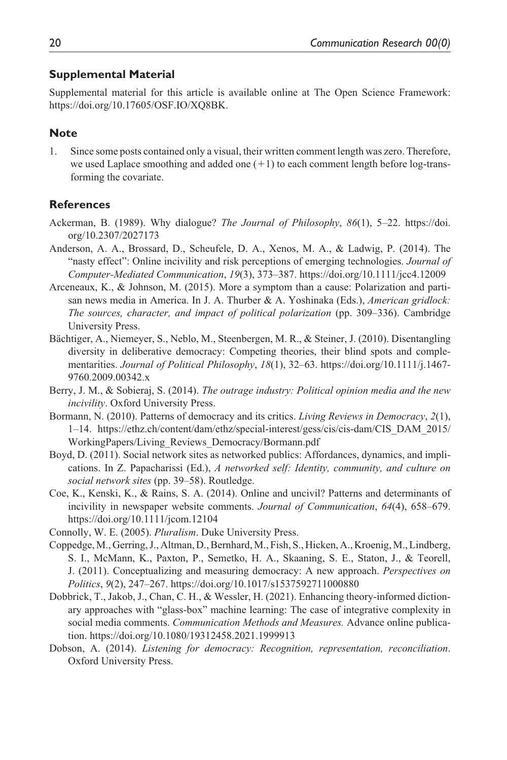## Supplemental Material

Supplemental material for this article is available online at The Open Science Framework: https://doi.org/10.17605/OSF.IO/XQ8BK.

## Note

1. Since some posts contained only a visual, their written comment length was zero. Therefore, we used Laplace smoothing and added one (+1) to each comment length before log-transforming the covariate.

## References

Ackerman, B. (1989). Why dialogue? *The Journal of Philosophy*, *86*(1), 5–22. https://doi.org/10.2307/2027173

Anderson, A. A., Brossard, D., Scheufele, D. A., Xenos, M. A., & Ladwig, P. (2014). The "nasty effect": Online incivility and risk perceptions of emerging technologies. *Journal of Computer-Mediated Communication*, *19*(3), 373–387. https://doi.org/10.1111/jcc4.12009

Arceneaux, K., & Johnson, M. (2015). More a symptom than a cause: Polarization and partisan news media in America. In J. A. Thurber & A. Yoshinaka (Eds.), *American gridlock: The sources, character, and impact of political polarization* (pp. 309–336). Cambridge University Press.

Bächtiger, A., Niemeyer, S., Neblo, M., Steenbergen, M. R., & Steiner, J. (2010). Disentangling diversity in deliberative democracy: Competing theories, their blind spots and complementarities. *Journal of Political Philosophy*, *18*(1), 32–63. https://doi.org/10.1111/j.1467-9760.2009.00342.x

Berry, J. M., & Sobieraj, S. (2014). *The outrage industry: Political opinion media and the new incivility*. Oxford University Press.

Bormann, N. (2010). Patterns of democracy and its critics. *Living Reviews in Democracy*, *2*(1), 1–14. https://ethz.ch/content/dam/ethz/special-interest/gess/cis/cis-dam/CIS_DAM_2015/WorkingPapers/Living_Reviews_Democracy/Bormann.pdf

Boyd, D. (2011). Social network sites as networked publics: Affordances, dynamics, and implications. In Z. Papacharissi (Ed.), *A networked self: Identity, community, and culture on social network sites* (pp. 39–58). Routledge.

Coe, K., Kenski, K., & Rains, S. A. (2014). Online and uncivil? Patterns and determinants of incivility in newspaper website comments. *Journal of Communication*, *64*(4), 658–679. https://doi.org/10.1111/jcom.12104

Connolly, W. E. (2005). *Pluralism*. Duke University Press.

Coppedge, M., Gerring, J., Altman, D., Bernhard, M., Fish, S., Hicken, A., Kroenig, M., Lindberg, S. I., McMann, K., Paxton, P., Semetko, H. A., Skaaning, S. E., Staton, J., & Teorell, J. (2011). Conceptualizing and measuring democracy: A new approach. *Perspectives on Politics*, *9*(2), 247–267. https://doi.org/10.1017/s1537592711000880

Dobbrick, T., Jakob, J., Chan, C. H., & Wessler, H. (2021). Enhancing theory-informed dictionary approaches with "glass-box" machine learning: The case of integrative complexity in social media comments. *Communication Methods and Measures.* Advance online publication. https://doi.org/10.1080/19312458.2021.1999913

Dobson, A. (2014). *Listening for democracy: Recognition, representation, reconciliation*. Oxford University Press.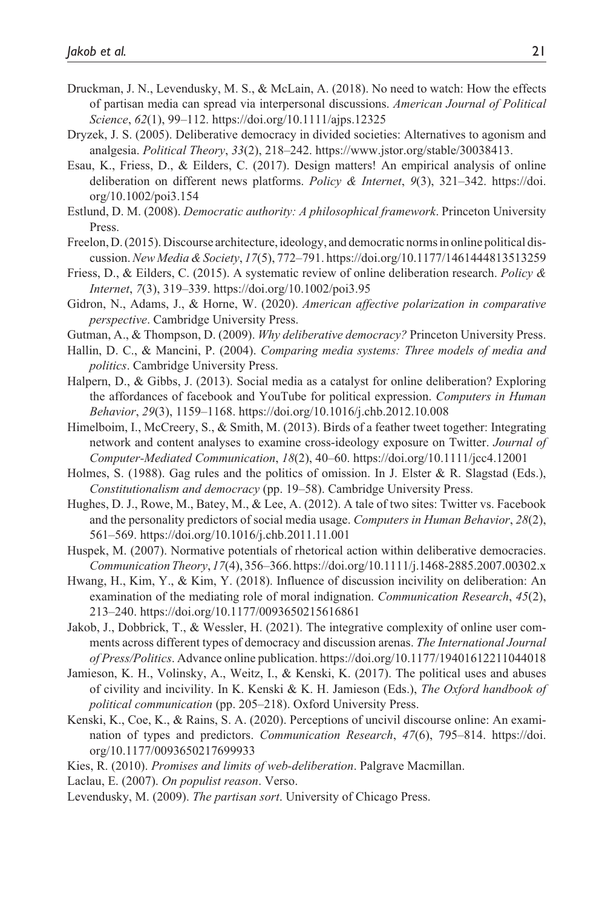Druckman, J. N., Levendusky, M. S., & McLain, A. (2018). No need to watch: How the effects of partisan media can spread via interpersonal discussions. *American Journal of Political Science*, *62*(1), 99–112. https://doi.org/10.1111/ajps.12325

Dryzek, J. S. (2005). Deliberative democracy in divided societies: Alternatives to agonism and analgesia. *Political Theory*, *33*(2), 218–242. https://www.jstor.org/stable/30038413.

Esau, K., Friess, D., & Eilders, C. (2017). Design matters! An empirical analysis of online deliberation on different news platforms. *Policy & Internet*, *9*(3), 321–342. https://doi.org/10.1002/poi3.154

Estlund, D. M. (2008). *Democratic authority: A philosophical framework*. Princeton University Press.

Freelon, D. (2015). Discourse architecture, ideology, and democratic norms in online political discussion. *New Media & Society*, *17*(5), 772–791. https://doi.org/10.1177/1461444813513259

Friess, D., & Eilders, C. (2015). A systematic review of online deliberation research. *Policy & Internet*, *7*(3), 319–339. https://doi.org/10.1002/poi3.95

Gidron, N., Adams, J., & Horne, W. (2020). *American affective polarization in comparative perspective*. Cambridge University Press.

Gutman, A., & Thompson, D. (2009). *Why deliberative democracy?* Princeton University Press.

Hallin, D. C., & Mancini, P. (2004). *Comparing media systems: Three models of media and politics*. Cambridge University Press.

Halpern, D., & Gibbs, J. (2013). Social media as a catalyst for online deliberation? Exploring the affordances of facebook and YouTube for political expression. *Computers in Human Behavior*, *29*(3), 1159–1168. https://doi.org/10.1016/j.chb.2012.10.008

Himelboim, I., McCreery, S., & Smith, M. (2013). Birds of a feather tweet together: Integrating network and content analyses to examine cross-ideology exposure on Twitter. *Journal of Computer-Mediated Communication*, *18*(2), 40–60. https://doi.org/10.1111/jcc4.12001

Holmes, S. (1988). Gag rules and the politics of omission. In J. Elster & R. Slagstad (Eds.), *Constitutionalism and democracy* (pp. 19–58). Cambridge University Press.

Hughes, D. J., Rowe, M., Batey, M., & Lee, A. (2012). A tale of two sites: Twitter vs. Facebook and the personality predictors of social media usage. *Computers in Human Behavior*, *28*(2), 561–569. https://doi.org/10.1016/j.chb.2011.11.001

Huspek, M. (2007). Normative potentials of rhetorical action within deliberative democracies. *Communication Theory*, *17*(4), 356–366. https://doi.org/10.1111/j.1468-2885.2007.00302.x

Hwang, H., Kim, Y., & Kim, Y. (2018). Influence of discussion incivility on deliberation: An examination of the mediating role of moral indignation. *Communication Research*, *45*(2), 213–240. https://doi.org/10.1177/0093650215616861

Jakob, J., Dobbrick, T., & Wessler, H. (2021). The integrative complexity of online user comments across different types of democracy and discussion arenas. *The International Journal of Press/Politics*. Advance online publication. https://doi.org/10.1177/19401612211044018

Jamieson, K. H., Volinsky, A., Weitz, I., & Kenski, K. (2017). The political uses and abuses of civility and incivility. In K. Kenski & K. H. Jamieson (Eds.), *The Oxford handbook of political communication* (pp. 205–218). Oxford University Press.

Kenski, K., Coe, K., & Rains, S. A. (2020). Perceptions of uncivil discourse online: An examination of types and predictors. *Communication Research*, *47*(6), 795–814. https://doi.org/10.1177/0093650217699933

Kies, R. (2010). *Promises and limits of web-deliberation*. Palgrave Macmillan.

Laclau, E. (2007). *On populist reason*. Verso.

Levendusky, M. (2009). *The partisan sort*. University of Chicago Press.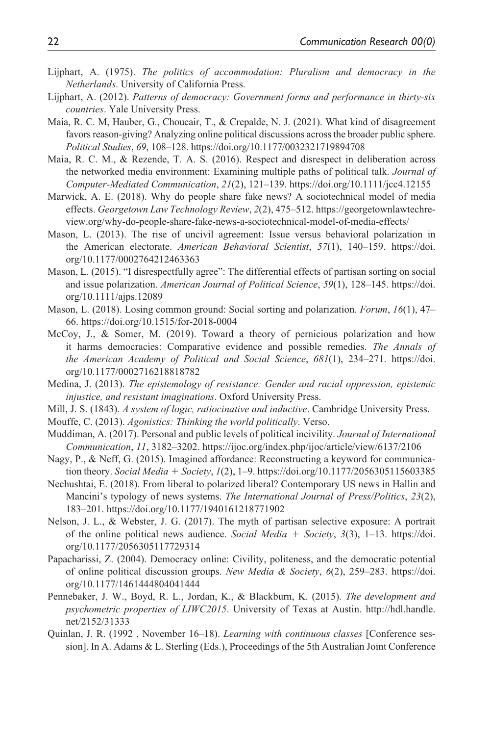Lijphart, A. (1975). *The politics of accommodation: Pluralism and democracy in the Netherlands*. University of California Press.

Lijphart, A. (2012). *Patterns of democracy: Government forms and performance in thirty-six countries*. Yale University Press.

Maia, R. C. M, Hauber, G., Choucair, T., & Crepalde, N. J. (2021). What kind of disagreement favors reason-giving? Analyzing online political discussions across the broader public sphere. *Political Studies*, *69*, 108–128. https://doi.org/10.1177/0032321719894708

Maia, R. C. M., & Rezende, T. A. S. (2016). Respect and disrespect in deliberation across the networked media environment: Examining multiple paths of political talk. *Journal of Computer-Mediated Communication*, *21*(2), 121–139. https://doi.org/10.1111/jcc4.12155

Marwick, A. E. (2018). Why do people share fake news? A sociotechnical model of media effects. *Georgetown Law Technology Review*, *2*(2), 475–512. https://georgetownlawtechreview.org/why-do-people-share-fake-news-a-sociotechnical-model-of-media-effects/

Mason, L. (2013). The rise of uncivil agreement: Issue versus behavioral polarization in the American electorate. *American Behavioral Scientist*, *57*(1), 140–159. https://doi.org/10.1177/0002764212463363

Mason, L. (2015). "I disrespectfully agree": The differential effects of partisan sorting on social and issue polarization. *American Journal of Political Science*, *59*(1), 128–145. https://doi.org/10.1111/ajps.12089

Mason, L. (2018). Losing common ground: Social sorting and polarization. *Forum*, *16*(1), 47–66. https://doi.org/10.1515/for-2018-0004

McCoy, J., & Somer, M. (2019). Toward a theory of pernicious polarization and how it harms democracies: Comparative evidence and possible remedies. *The Annals of the American Academy of Political and Social Science*, *681*(1), 234–271. https://doi.org/10.1177/0002716218818782

Medina, J. (2013). *The epistemology of resistance: Gender and racial oppression, epistemic injustice, and resistant imaginations*. Oxford University Press.

Mill, J. S. (1843). *A system of logic, ratiocinative and inductive*. Cambridge University Press.

Mouffe, C. (2013). *Agonistics: Thinking the world politically*. Verso.

Muddiman, A. (2017). Personal and public levels of political incivility. *Journal of International Communication*, *11*, 3182–3202. https://ijoc.org/index.php/ijoc/article/view/6137/2106

Nagy, P., & Neff, G. (2015). Imagined affordance: Reconstructing a keyword for communication theory. *Social Media + Society*, *1*(2), 1–9. https://doi.org/10.1177/2056305115603385

Nechushtai, E. (2018). From liberal to polarized liberal? Contemporary US news in Hallin and Mancini's typology of news systems. *The International Journal of Press/Politics*, *23*(2), 183–201. https://doi.org/10.1177/1940161218771902

Nelson, J. L., & Webster, J. G. (2017). The myth of partisan selective exposure: A portrait of the online political news audience. *Social Media + Society*, *3*(3), 1–13. https://doi.org/10.1177/2056305117729314

Papacharissi, Z. (2004). Democracy online: Civility, politeness, and the democratic potential of online political discussion groups. *New Media & Society*, *6*(2), 259–283. https://doi.org/10.1177/1461444804041444

Pennebaker, J. W., Boyd, R. L., Jordan, K., & Blackburn, K. (2015). *The development and psychometric properties of LIWC2015*. University of Texas at Austin. http://hdl.handle.net/2152/31333

Quinlan, J. R. (1992 , November 16–18). *Learning with continuous classes* [Conference session]. In A. Adams & L. Sterling (Eds.), Proceedings of the 5th Australian Joint Conference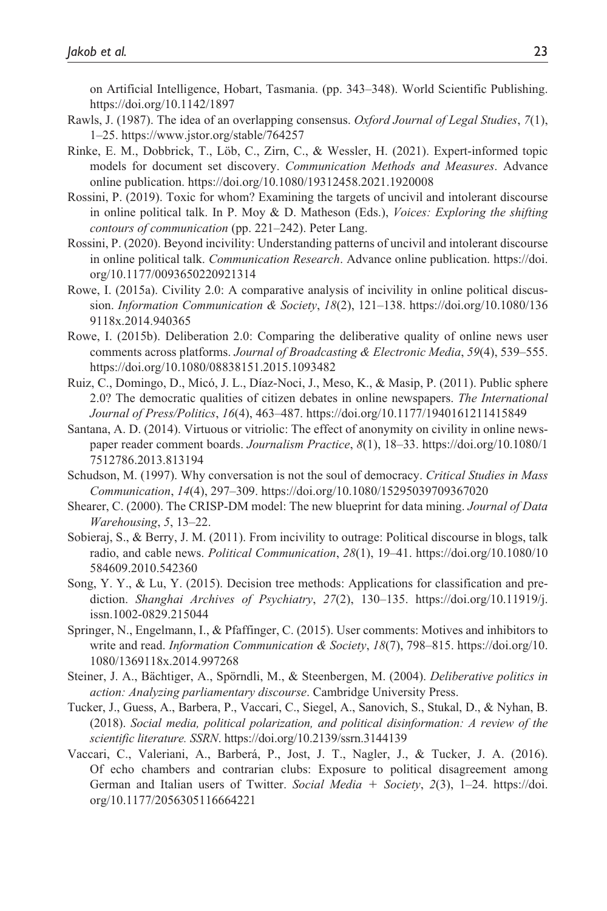on Artificial Intelligence, Hobart, Tasmania. (pp. 343–348). World Scientific Publishing. https://doi.org/10.1142/1897

Rawls, J. (1987). The idea of an overlapping consensus. *Oxford Journal of Legal Studies*, *7*(1), 1–25. https://www.jstor.org/stable/764257

Rinke, E. M., Dobbrick, T., Löb, C., Zirn, C., & Wessler, H. (2021). Expert-informed topic models for document set discovery. *Communication Methods and Measures*. Advance online publication. https://doi.org/10.1080/19312458.2021.1920008

Rossini, P. (2019). Toxic for whom? Examining the targets of uncivil and intolerant discourse in online political talk. In P. Moy & D. Matheson (Eds.), *Voices: Exploring the shifting contours of communication* (pp. 221–242). Peter Lang.

Rossini, P. (2020). Beyond incivility: Understanding patterns of uncivil and intolerant discourse in online political talk. *Communication Research*. Advance online publication. https://doi.org/10.1177/0093650220921314

Rowe, I. (2015a). Civility 2.0: A comparative analysis of incivility in online political discussion. *Information Communication & Society*, *18*(2), 121–138. https://doi.org/10.1080/1369118x.2014.940365

Rowe, I. (2015b). Deliberation 2.0: Comparing the deliberative quality of online news user comments across platforms. *Journal of Broadcasting & Electronic Media*, *59*(4), 539–555. https://doi.org/10.1080/08838151.2015.1093482

Ruiz, C., Domingo, D., Micó, J. L., Díaz-Noci, J., Meso, K., & Masip, P. (2011). Public sphere 2.0? The democratic qualities of citizen debates in online newspapers. *The International Journal of Press/Politics*, *16*(4), 463–487. https://doi.org/10.1177/1940161211415849

Santana, A. D. (2014). Virtuous or vitriolic: The effect of anonymity on civility in online newspaper reader comment boards. *Journalism Practice*, *8*(1), 18–33. https://doi.org/10.1080/17512786.2013.813194

Schudson, M. (1997). Why conversation is not the soul of democracy. *Critical Studies in Mass Communication*, *14*(4), 297–309. https://doi.org/10.1080/15295039709367020

Shearer, C. (2000). The CRISP-DM model: The new blueprint for data mining. *Journal of Data Warehousing*, *5*, 13–22.

Sobieraj, S., & Berry, J. M. (2011). From incivility to outrage: Political discourse in blogs, talk radio, and cable news. *Political Communication*, *28*(1), 19–41. https://doi.org/10.1080/10584609.2010.542360

Song, Y. Y., & Lu, Y. (2015). Decision tree methods: Applications for classification and prediction. *Shanghai Archives of Psychiatry*, *27*(2), 130–135. https://doi.org/10.11919/j.issn.1002-0829.215044

Springer, N., Engelmann, I., & Pfaffinger, C. (2015). User comments: Motives and inhibitors to write and read. *Information Communication & Society*, *18*(7), 798–815. https://doi.org/10.1080/1369118x.2014.997268

Steiner, J. A., Bächtiger, A., Spörndli, M., & Steenbergen, M. (2004). *Deliberative politics in action: Analyzing parliamentary discourse*. Cambridge University Press.

Tucker, J., Guess, A., Barbera, P., Vaccari, C., Siegel, A., Sanovich, S., Stukal, D., & Nyhan, B. (2018). *Social media, political polarization, and political disinformation: A review of the scientific literature. SSRN*. https://doi.org/10.2139/ssrn.3144139

Vaccari, C., Valeriani, A., Barberá, P., Jost, J. T., Nagler, J., & Tucker, J. A. (2016). Of echo chambers and contrarian clubs: Exposure to political disagreement among German and Italian users of Twitter. *Social Media + Society*, *2*(3), 1–24. https://doi.org/10.1177/2056305116664221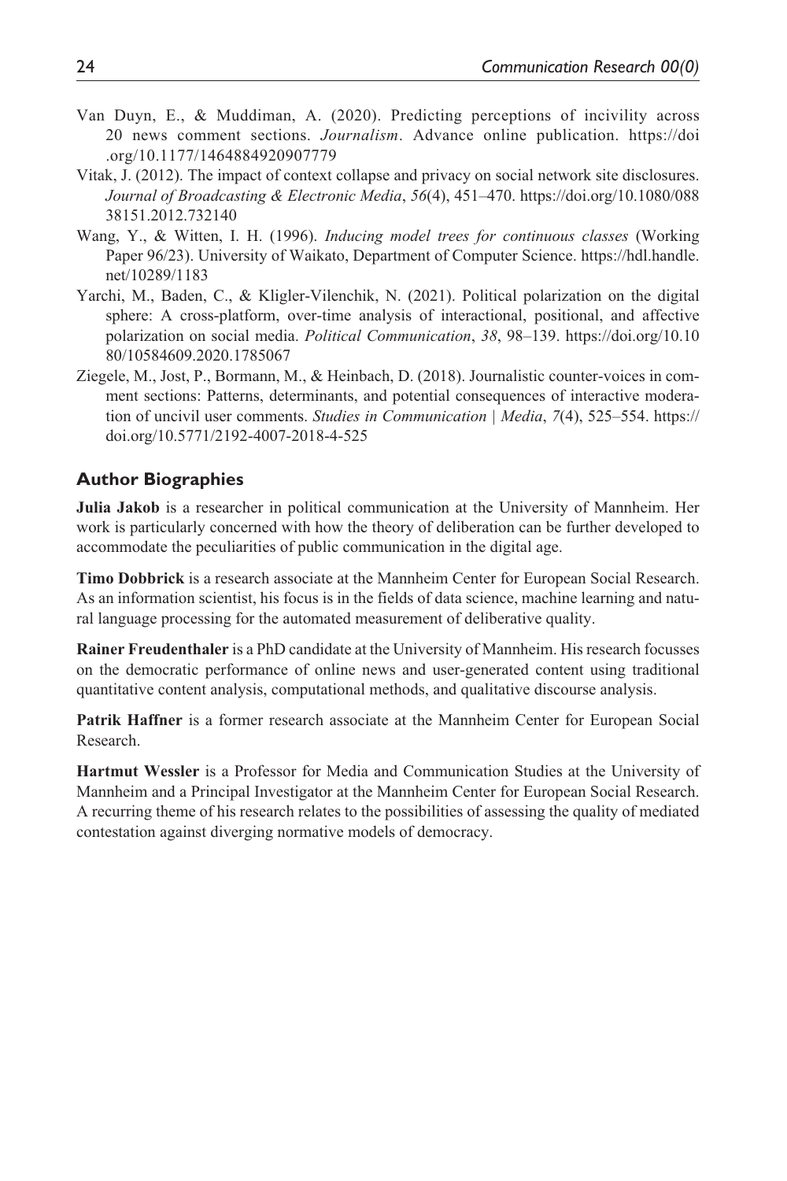Van Duyn, E., & Muddiman, A. (2020). Predicting perceptions of incivility across 20 news comment sections. *Journalism*. Advance online publication. https://doi.org/10.1177/1464884920907779

Vitak, J. (2012). The impact of context collapse and privacy on social network site disclosures. *Journal of Broadcasting & Electronic Media*, *56*(4), 451–470. https://doi.org/10.1080/08838151.2012.732140

Wang, Y., & Witten, I. H. (1996). *Inducing model trees for continuous classes* (Working Paper 96/23). University of Waikato, Department of Computer Science. https://hdl.handle.net/10289/1183

Yarchi, M., Baden, C., & Kligler-Vilenchik, N. (2021). Political polarization on the digital sphere: A cross-platform, over-time analysis of interactional, positional, and affective polarization on social media. *Political Communication*, *38*, 98–139. https://doi.org/10.1080/10584609.2020.1785067

Ziegele, M., Jost, P., Bormann, M., & Heinbach, D. (2018). Journalistic counter-voices in comment sections: Patterns, determinants, and potential consequences of interactive moderation of uncivil user comments. *Studies in Communication | Media*, *7*(4), 525–554. https://doi.org/10.5771/2192-4007-2018-4-525

## Author Biographies

**Julia Jakob** is a researcher in political communication at the University of Mannheim. Her work is particularly concerned with how the theory of deliberation can be further developed to accommodate the peculiarities of public communication in the digital age.

**Timo Dobbrick** is a research associate at the Mannheim Center for European Social Research. As an information scientist, his focus is in the fields of data science, machine learning and natural language processing for the automated measurement of deliberative quality.

**Rainer Freudenthaler** is a PhD candidate at the University of Mannheim. His research focusses on the democratic performance of online news and user-generated content using traditional quantitative content analysis, computational methods, and qualitative discourse analysis.

**Patrik Haffner** is a former research associate at the Mannheim Center for European Social Research.

**Hartmut Wessler** is a Professor for Media and Communication Studies at the University of Mannheim and a Principal Investigator at the Mannheim Center for European Social Research. A recurring theme of his research relates to the possibilities of assessing the quality of mediated contestation against diverging normative models of democracy.